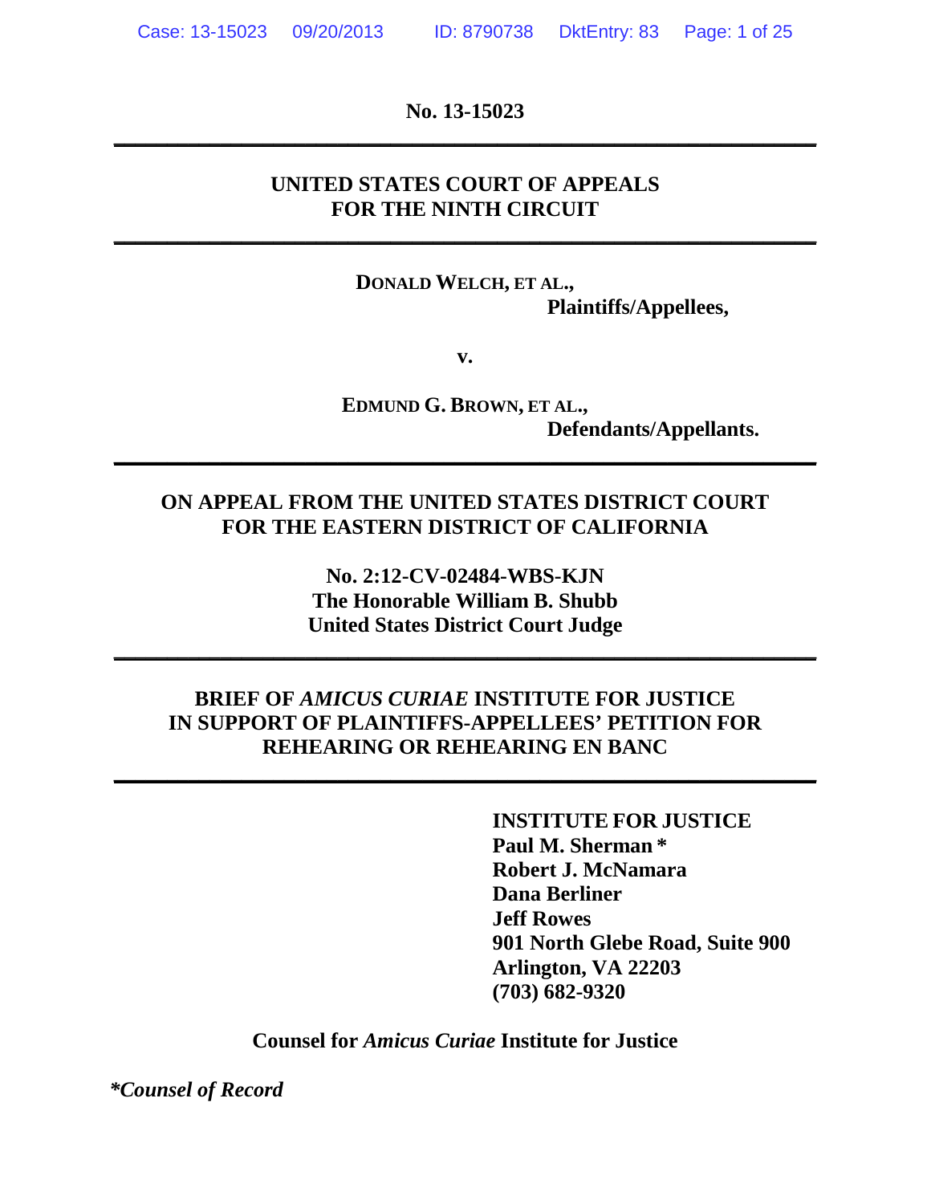**No. 13-15023**

---

**UNITED STATES COURT OF APPEALS**
**FOR THE NINTH CIRCUIT**

---

**DONALD WELCH, ET AL.,**
**Plaintiffs/Appellees,**

**v.**

**EDMUND G. BROWN, ET AL.,**
**Defendants/Appellants.**

---

**ON APPEAL FROM THE UNITED STATES DISTRICT COURT**
**FOR THE EASTERN DISTRICT OF CALIFORNIA**

**No. 2:12-CV-02484-WBS-KJN**
**The Honorable William B. Shubb**
**United States District Court Judge**

---

**BRIEF OF *AMICUS CURIAE* INSTITUTE FOR JUSTICE**
**IN SUPPORT OF PLAINTIFFS-APPELLEES' PETITION FOR**
**REHEARING OR REHEARING EN BANC**

---

**INSTITUTE FOR JUSTICE**
**Paul M. Sherman \***
**Robert J. McNamara**
**Dana Berliner**
**Jeff Rowes**
**901 North Glebe Road, Suite 900**
**Arlington, VA 22203**
**(703) 682-9320**

**Counsel for *Amicus Curiae* Institute for Justice**

***\*Counsel of Record***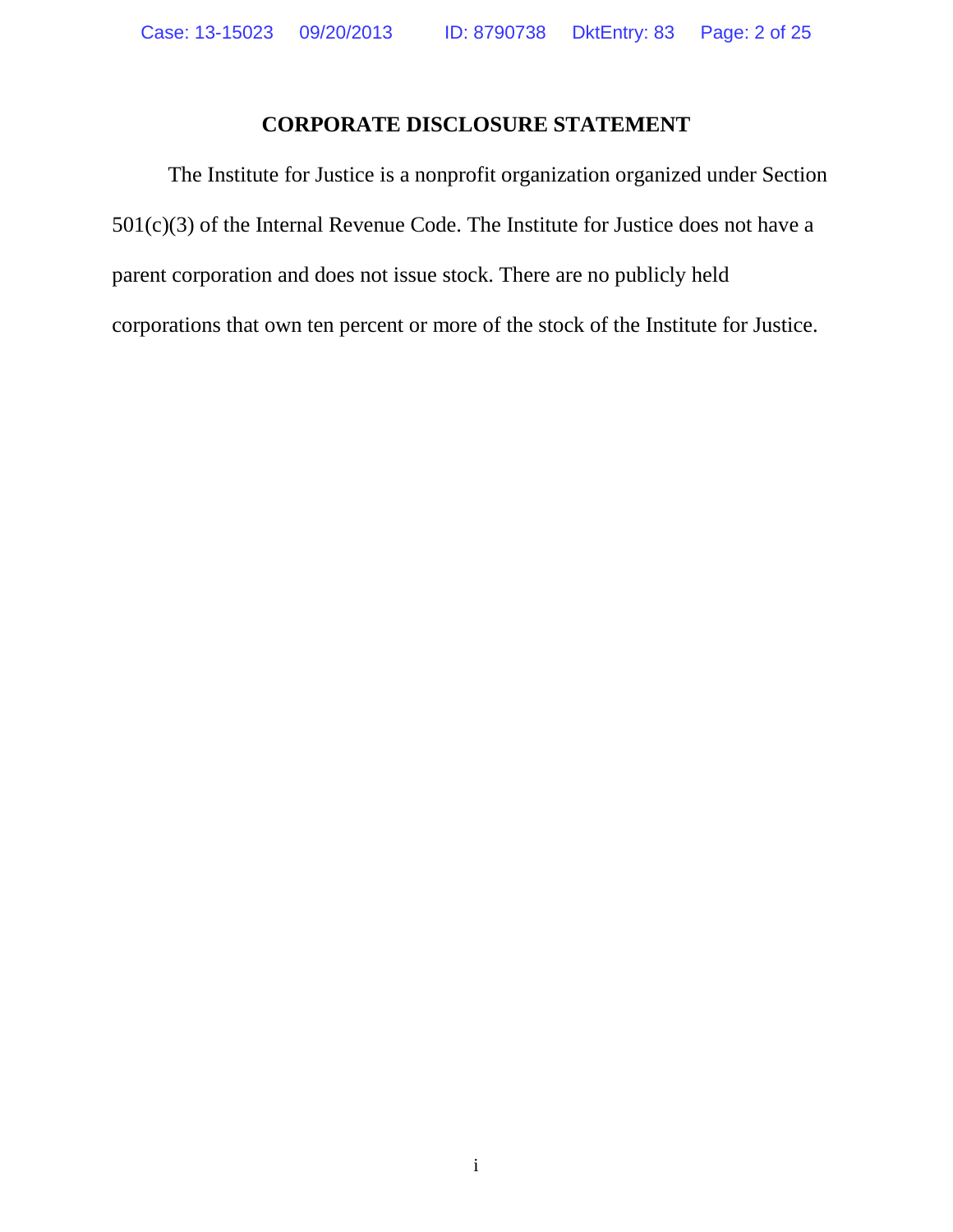## CORPORATE DISCLOSURE STATEMENT

The Institute for Justice is a nonprofit organization organized under Section 501(c)(3) of the Internal Revenue Code. The Institute for Justice does not have a parent corporation and does not issue stock. There are no publicly held corporations that own ten percent or more of the stock of the Institute for Justice.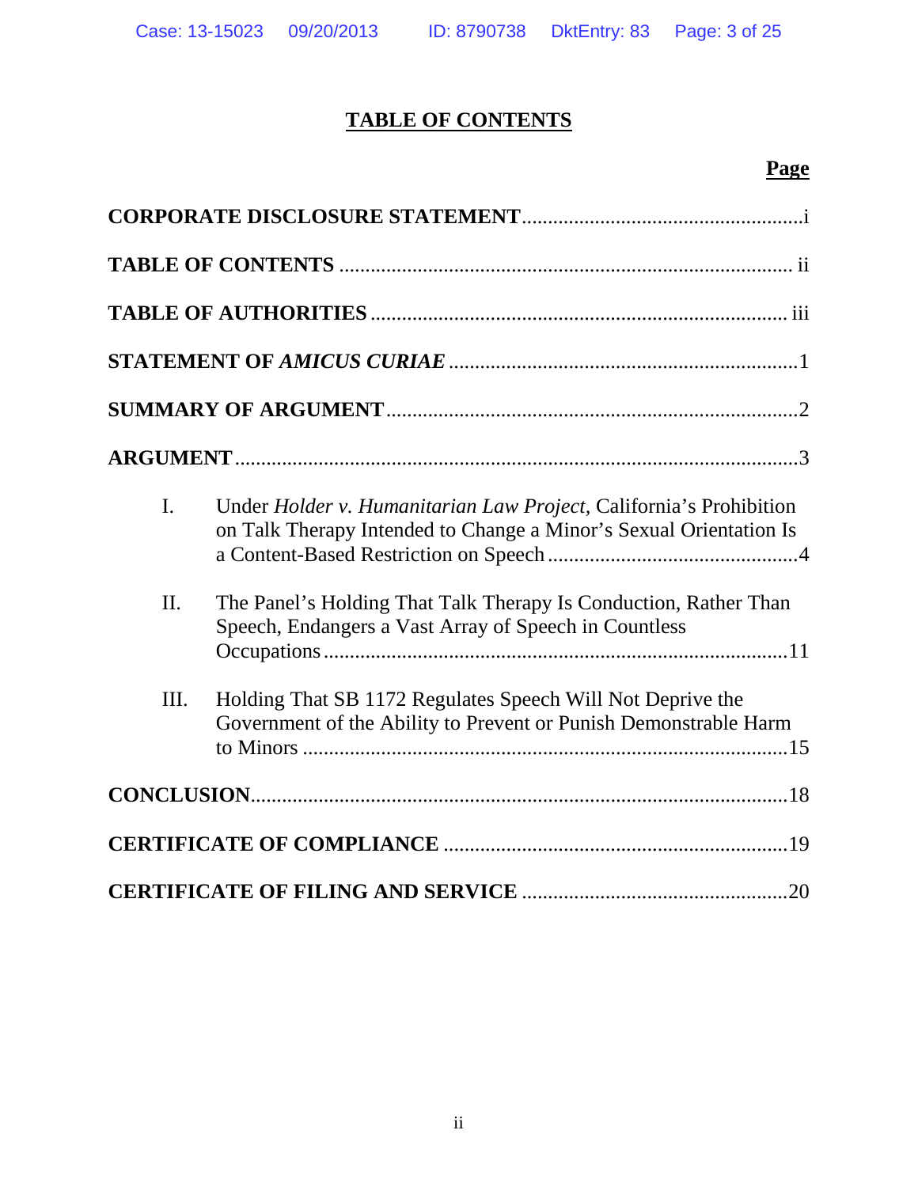## TABLE OF CONTENTS

| | Page |
|---|---|
| **CORPORATE DISCLOSURE STATEMENT** | i |
| **TABLE OF CONTENTS** | ii |
| **TABLE OF AUTHORITIES** | iii |
| **STATEMENT OF *AMICUS CURIAE*** | 1 |
| **SUMMARY OF ARGUMENT** | 2 |
| **ARGUMENT** | 3 |
| I. Under *Holder v. Humanitarian Law Project*, California's Prohibition on Talk Therapy Intended to Change a Minor's Sexual Orientation Is a Content-Based Restriction on Speech | 4 |
| II. The Panel's Holding That Talk Therapy Is Conduction, Rather Than Speech, Endangers a Vast Array of Speech in Countless Occupations | 11 |
| III. Holding That SB 1172 Regulates Speech Will Not Deprive the Government of the Ability to Prevent or Punish Demonstrable Harm to Minors | 15 |
| **CONCLUSION** | 18 |
| **CERTIFICATE OF COMPLIANCE** | 19 |
| **CERTIFICATE OF FILING AND SERVICE** | 20 |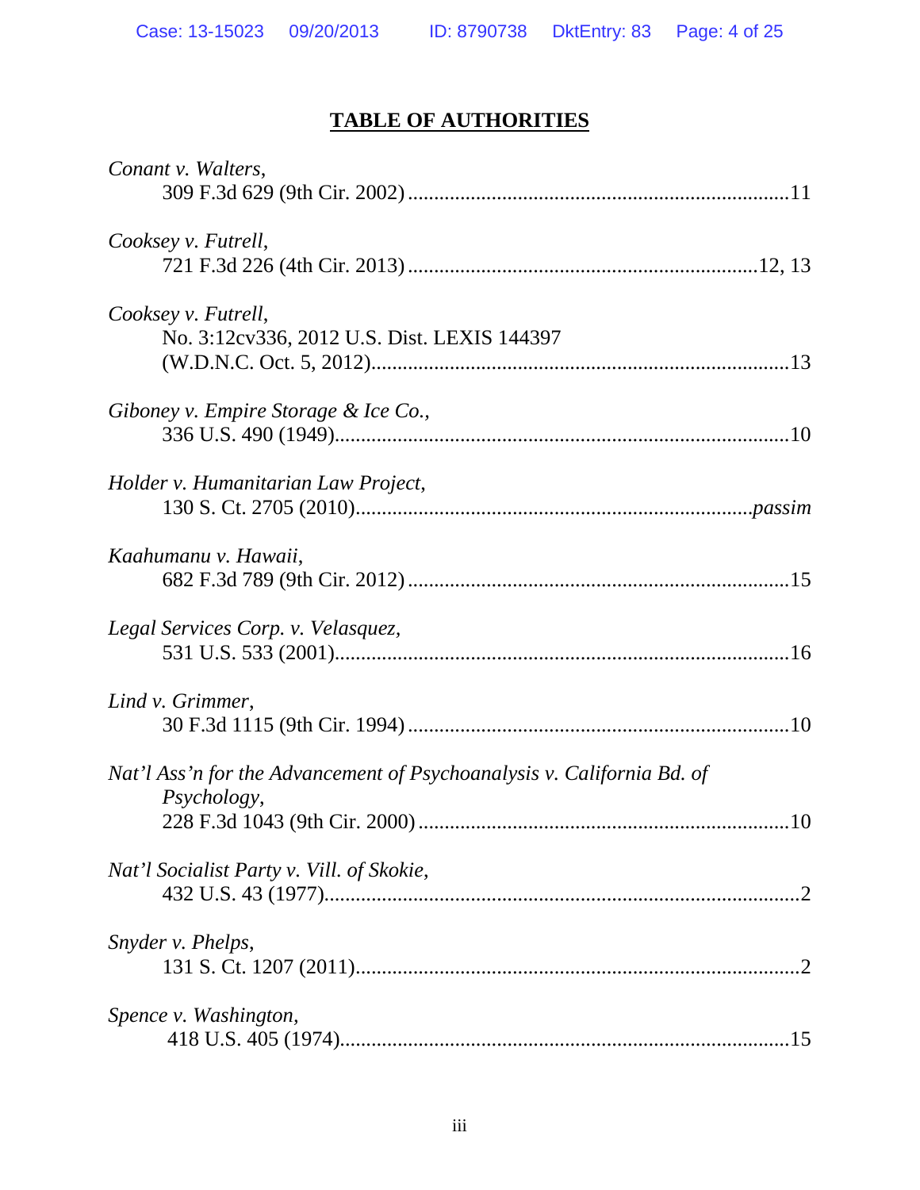# TABLE OF AUTHORITIES

*Conant v. Walters*,
309 F.3d 629 (9th Cir. 2002) ........................................................................11

*Cooksey v. Futrell*,
721 F.3d 226 (4th Cir. 2013) ..................................................................12, 13

*Cooksey v. Futrell*,
No. 3:12cv336, 2012 U.S. Dist. LEXIS 144397
(W.D.N.C. Oct. 5, 2012)...............................................................................13

*Giboney v. Empire Storage & Ice Co.*,
336 U.S. 490 (1949).....................................................................................10

*Holder v. Humanitarian Law Project*,
130 S. Ct. 2705 (2010)..........................................................................*passim*

*Kaahumanu v. Hawaii*,
682 F.3d 789 (9th Cir. 2012) ........................................................................15

*Legal Services Corp. v. Velasquez*,
531 U.S. 533 (2001).....................................................................................16

*Lind v. Grimmer*,
30 F.3d 1115 (9th Cir. 1994) ........................................................................10

*Nat'l Ass'n for the Advancement of Psychoanalysis v. California Bd. of Psychology*,
228 F.3d 1043 (9th Cir. 2000) ......................................................................10

*Nat'l Socialist Party v. Vill. of Skokie*,
432 U.S. 43 (1977)..........................................................................................2

*Snyder v. Phelps*,
131 S. Ct. 1207 (2011)....................................................................................2

*Spence v. Washington*,
418 U.S. 405 (1974).....................................................................................15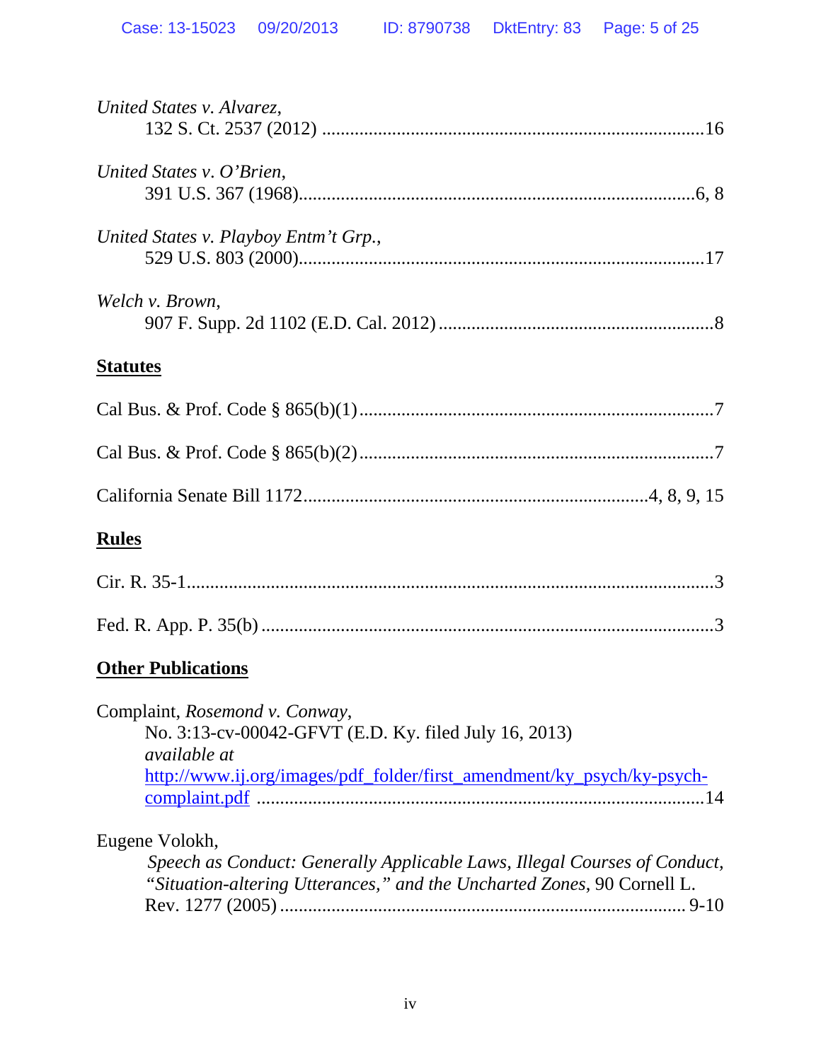*United States v. Alvarez*,
132 S. Ct. 2537 (2012) ....................................................................................16

*United States v. O'Brien*,
391 U.S. 367 (1968).......................................................................................6, 8

*United States v. Playboy Entm't Grp.*,
529 U.S. 803 (2000).........................................................................................17

*Welch v. Brown*,
907 F. Supp. 2d 1102 (E.D. Cal. 2012) ..............................................................8

## **Statutes**

Cal Bus. & Prof. Code § 865(b)(1) .............................................................................7

Cal Bus. & Prof. Code § 865(b)(2) .............................................................................7

California Senate Bill 1172...........................................................................4, 8, 9, 15

## **Rules**

Cir. R. 35-1...................................................................................................................3

Fed. R. App. P. 35(b) ...................................................................................................3

## **Other Publications**

Complaint, *Rosemond v. Conway*,
No. 3:13-cv-00042-GFVT (E.D. Ky. filed July 16, 2013)
*available at*
http://www.ij.org/images/pdf_folder/first_amendment/ky_psych/ky-psych-complaint.pdf ..................................................................................................14

Eugene Volokh,
*Speech as Conduct: Generally Applicable Laws, Illegal Courses of Conduct, "Situation-altering Utterances," and the Uncharted Zones*, 90 Cornell L. Rev. 1277 (2005) ........................................................................................ 9-10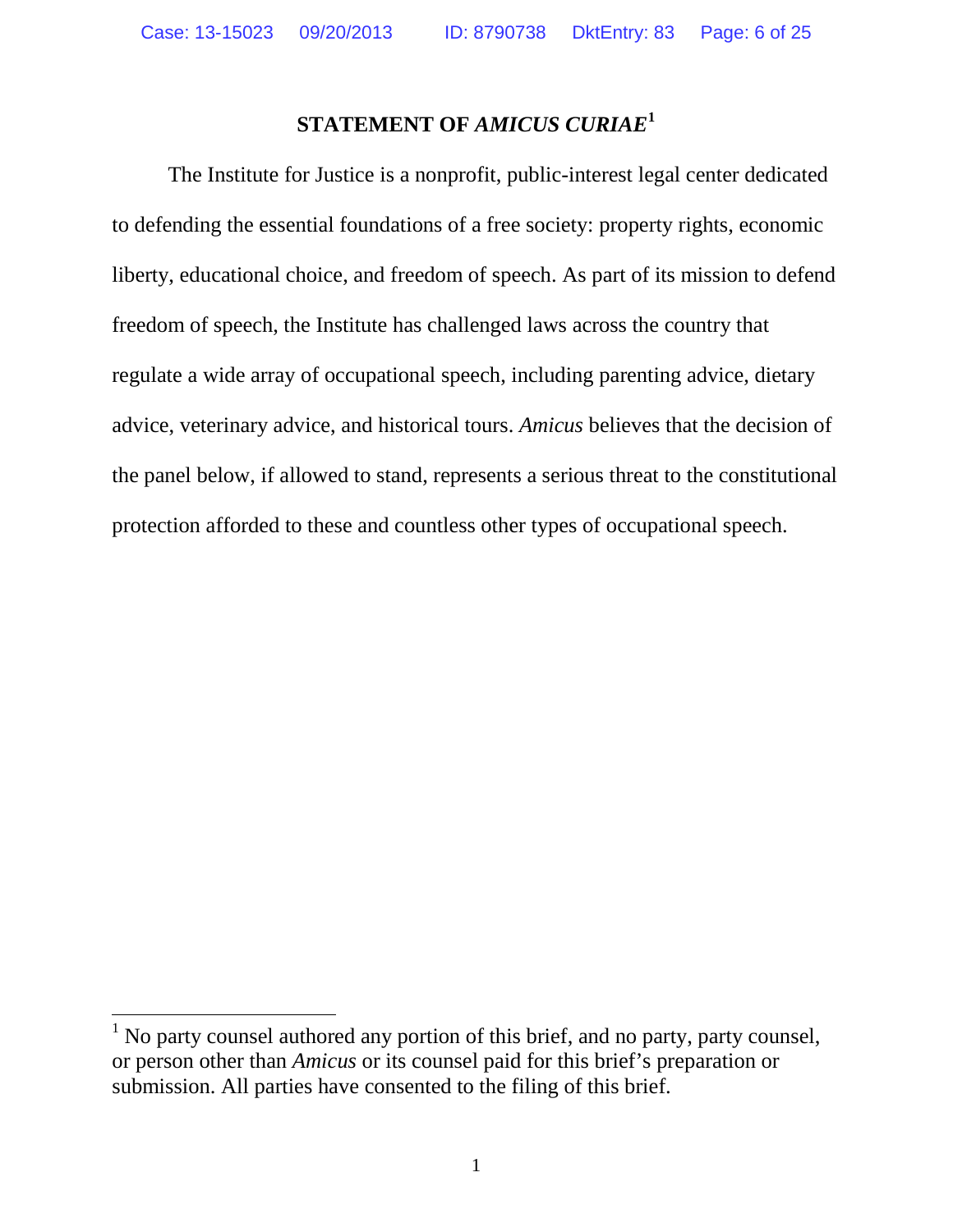# STATEMENT OF *AMICUS CURIAE*[1]

The Institute for Justice is a nonprofit, public-interest legal center dedicated to defending the essential foundations of a free society: property rights, economic liberty, educational choice, and freedom of speech. As part of its mission to defend freedom of speech, the Institute has challenged laws across the country that regulate a wide array of occupational speech, including parenting advice, dietary advice, veterinary advice, and historical tours. *Amicus* believes that the decision of the panel below, if allowed to stand, represents a serious threat to the constitutional protection afforded to these and countless other types of occupational speech.

[1] No party counsel authored any portion of this brief, and no party, party counsel, or person other than *Amicus* or its counsel paid for this brief's preparation or submission. All parties have consented to the filing of this brief.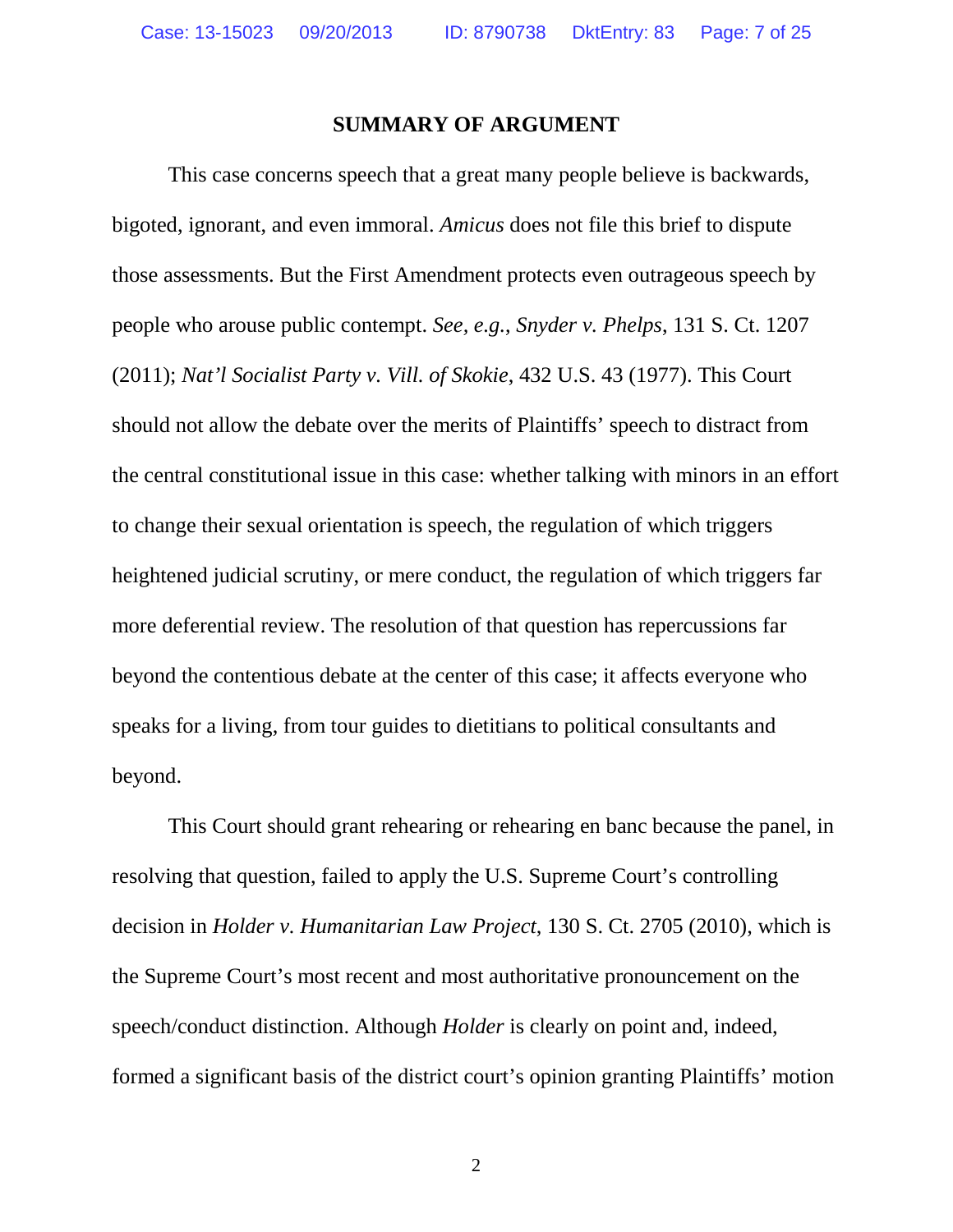## SUMMARY OF ARGUMENT

This case concerns speech that a great many people believe is backwards, bigoted, ignorant, and even immoral. *Amicus* does not file this brief to dispute those assessments. But the First Amendment protects even outrageous speech by people who arouse public contempt. *See, e.g.*, *Snyder v. Phelps*, 131 S. Ct. 1207 (2011); *Nat'l Socialist Party v. Vill. of Skokie*, 432 U.S. 43 (1977). This Court should not allow the debate over the merits of Plaintiffs' speech to distract from the central constitutional issue in this case: whether talking with minors in an effort to change their sexual orientation is speech, the regulation of which triggers heightened judicial scrutiny, or mere conduct, the regulation of which triggers far more deferential review. The resolution of that question has repercussions far beyond the contentious debate at the center of this case; it affects everyone who speaks for a living, from tour guides to dietitians to political consultants and beyond.

This Court should grant rehearing or rehearing en banc because the panel, in resolving that question, failed to apply the U.S. Supreme Court's controlling decision in *Holder v. Humanitarian Law Project*, 130 S. Ct. 2705 (2010), which is the Supreme Court's most recent and most authoritative pronouncement on the speech/conduct distinction. Although *Holder* is clearly on point and, indeed, formed a significant basis of the district court's opinion granting Plaintiffs' motion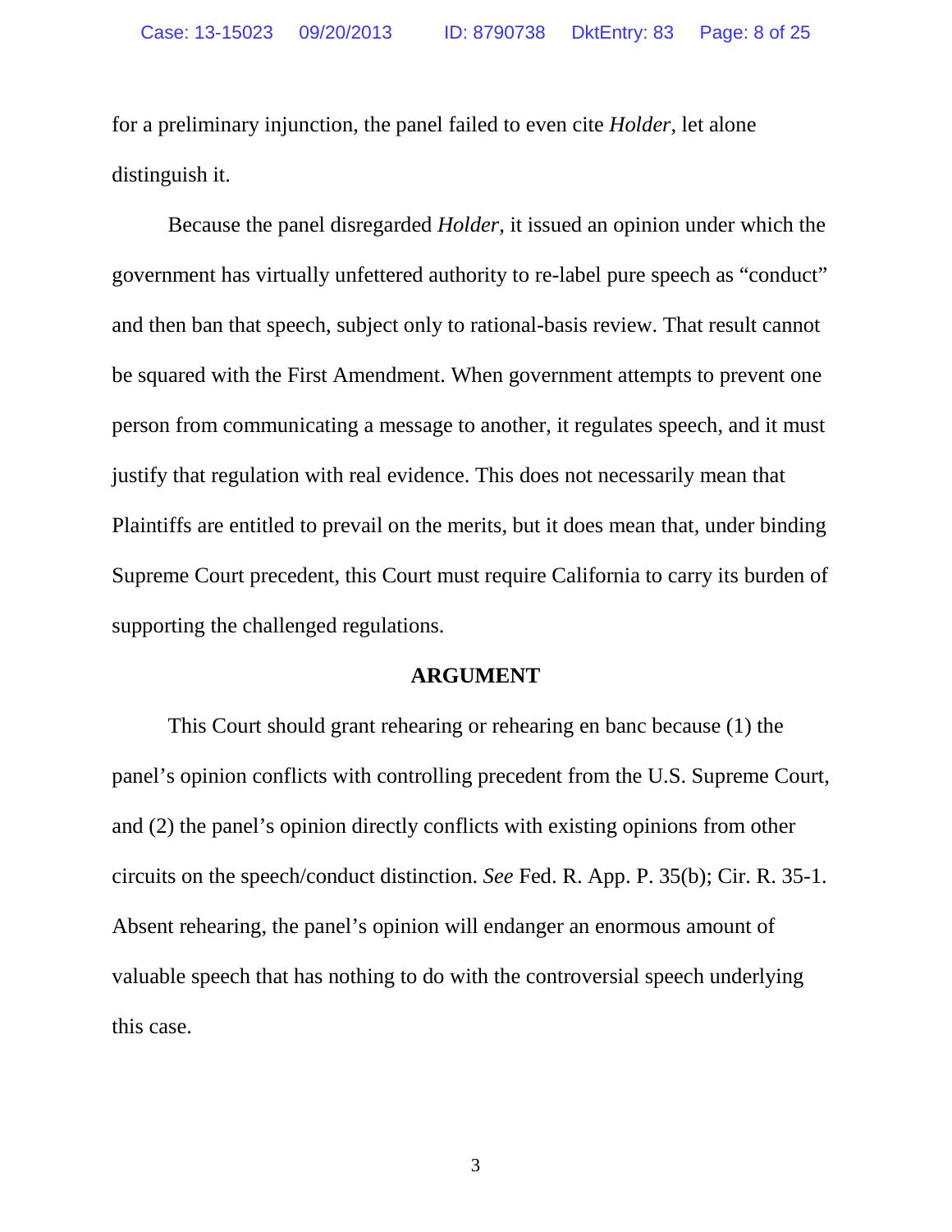for a preliminary injunction, the panel failed to even cite *Holder*, let alone distinguish it.

Because the panel disregarded *Holder*, it issued an opinion under which the government has virtually unfettered authority to re-label pure speech as "conduct" and then ban that speech, subject only to rational-basis review. That result cannot be squared with the First Amendment. When government attempts to prevent one person from communicating a message to another, it regulates speech, and it must justify that regulation with real evidence. This does not necessarily mean that Plaintiffs are entitled to prevail on the merits, but it does mean that, under binding Supreme Court precedent, this Court must require California to carry its burden of supporting the challenged regulations.

## ARGUMENT

This Court should grant rehearing or rehearing en banc because (1) the panel's opinion conflicts with controlling precedent from the U.S. Supreme Court, and (2) the panel's opinion directly conflicts with existing opinions from other circuits on the speech/conduct distinction. *See* Fed. R. App. P. 35(b); Cir. R. 35-1. Absent rehearing, the panel's opinion will endanger an enormous amount of valuable speech that has nothing to do with the controversial speech underlying this case.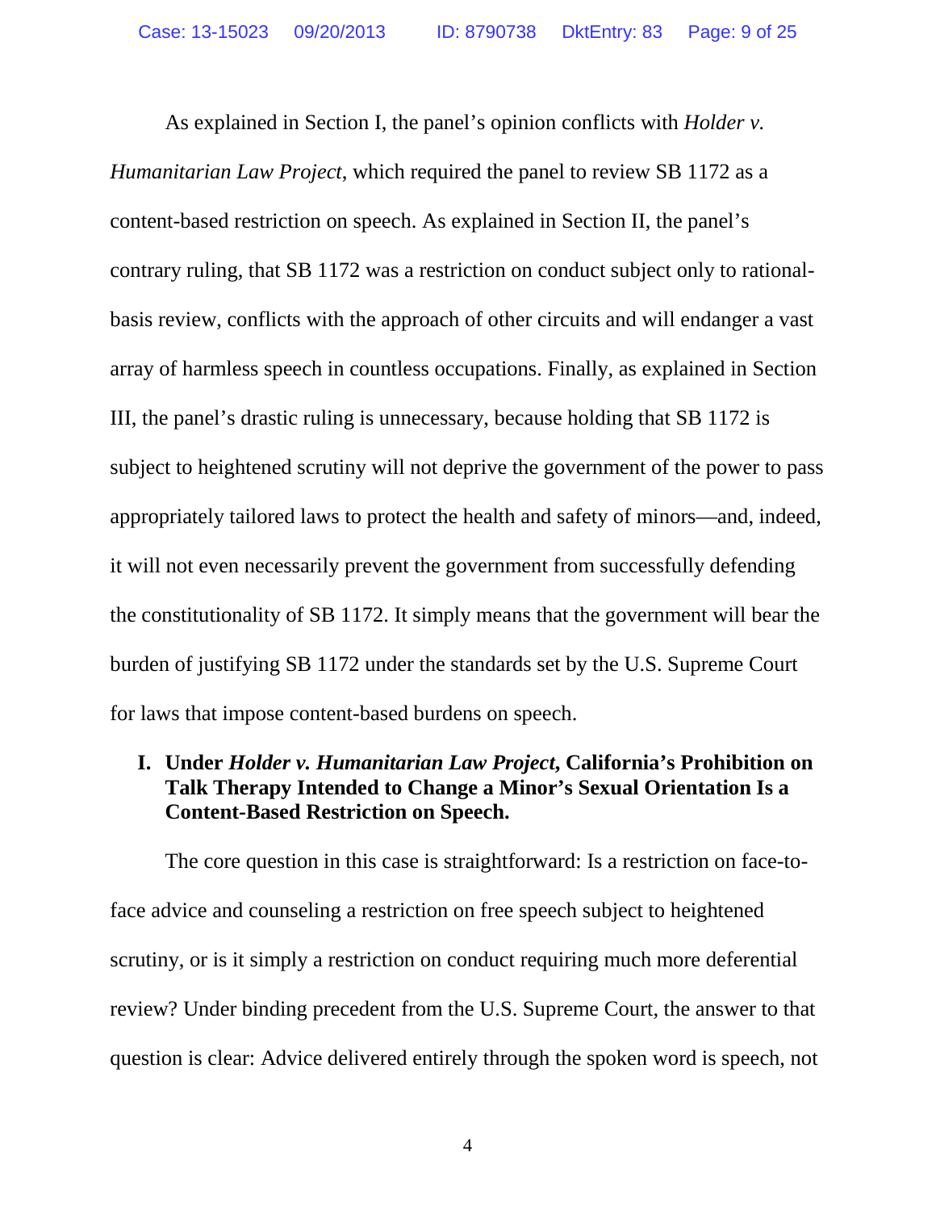As explained in Section I, the panel's opinion conflicts with *Holder v. Humanitarian Law Project*, which required the panel to review SB 1172 as a content-based restriction on speech. As explained in Section II, the panel's contrary ruling, that SB 1172 was a restriction on conduct subject only to rational-basis review, conflicts with the approach of other circuits and will endanger a vast array of harmless speech in countless occupations. Finally, as explained in Section III, the panel's drastic ruling is unnecessary, because holding that SB 1172 is subject to heightened scrutiny will not deprive the government of the power to pass appropriately tailored laws to protect the health and safety of minors—and, indeed, it will not even necessarily prevent the government from successfully defending the constitutionality of SB 1172. It simply means that the government will bear the burden of justifying SB 1172 under the standards set by the U.S. Supreme Court for laws that impose content-based burdens on speech.

## I. Under *Holder v. Humanitarian Law Project*, California's Prohibition on Talk Therapy Intended to Change a Minor's Sexual Orientation Is a Content-Based Restriction on Speech.

The core question in this case is straightforward: Is a restriction on face-to-face advice and counseling a restriction on free speech subject to heightened scrutiny, or is it simply a restriction on conduct requiring much more deferential review? Under binding precedent from the U.S. Supreme Court, the answer to that question is clear: Advice delivered entirely through the spoken word is speech, not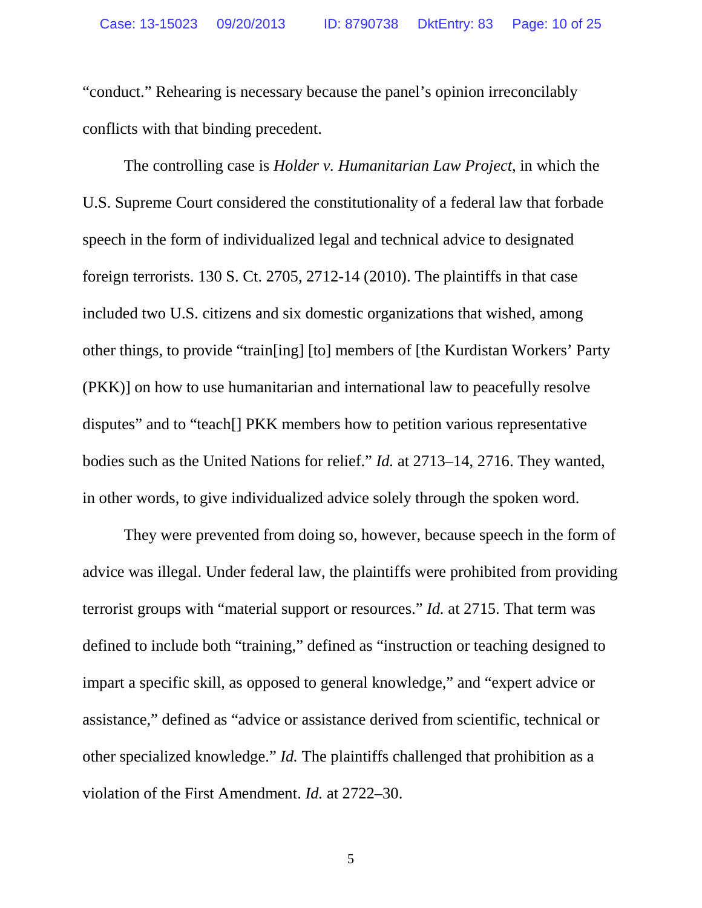"conduct." Rehearing is necessary because the panel's opinion irreconcilably conflicts with that binding precedent.

The controlling case is *Holder v. Humanitarian Law Project*, in which the U.S. Supreme Court considered the constitutionality of a federal law that forbade speech in the form of individualized legal and technical advice to designated foreign terrorists. 130 S. Ct. 2705, 2712-14 (2010). The plaintiffs in that case included two U.S. citizens and six domestic organizations that wished, among other things, to provide "train[ing] [to] members of [the Kurdistan Workers' Party (PKK)] on how to use humanitarian and international law to peacefully resolve disputes" and to "teach[] PKK members how to petition various representative bodies such as the United Nations for relief." *Id.* at 2713–14, 2716. They wanted, in other words, to give individualized advice solely through the spoken word.

They were prevented from doing so, however, because speech in the form of advice was illegal. Under federal law, the plaintiffs were prohibited from providing terrorist groups with "material support or resources." *Id.* at 2715. That term was defined to include both "training," defined as "instruction or teaching designed to impart a specific skill, as opposed to general knowledge," and "expert advice or assistance," defined as "advice or assistance derived from scientific, technical or other specialized knowledge." *Id.* The plaintiffs challenged that prohibition as a violation of the First Amendment. *Id.* at 2722–30.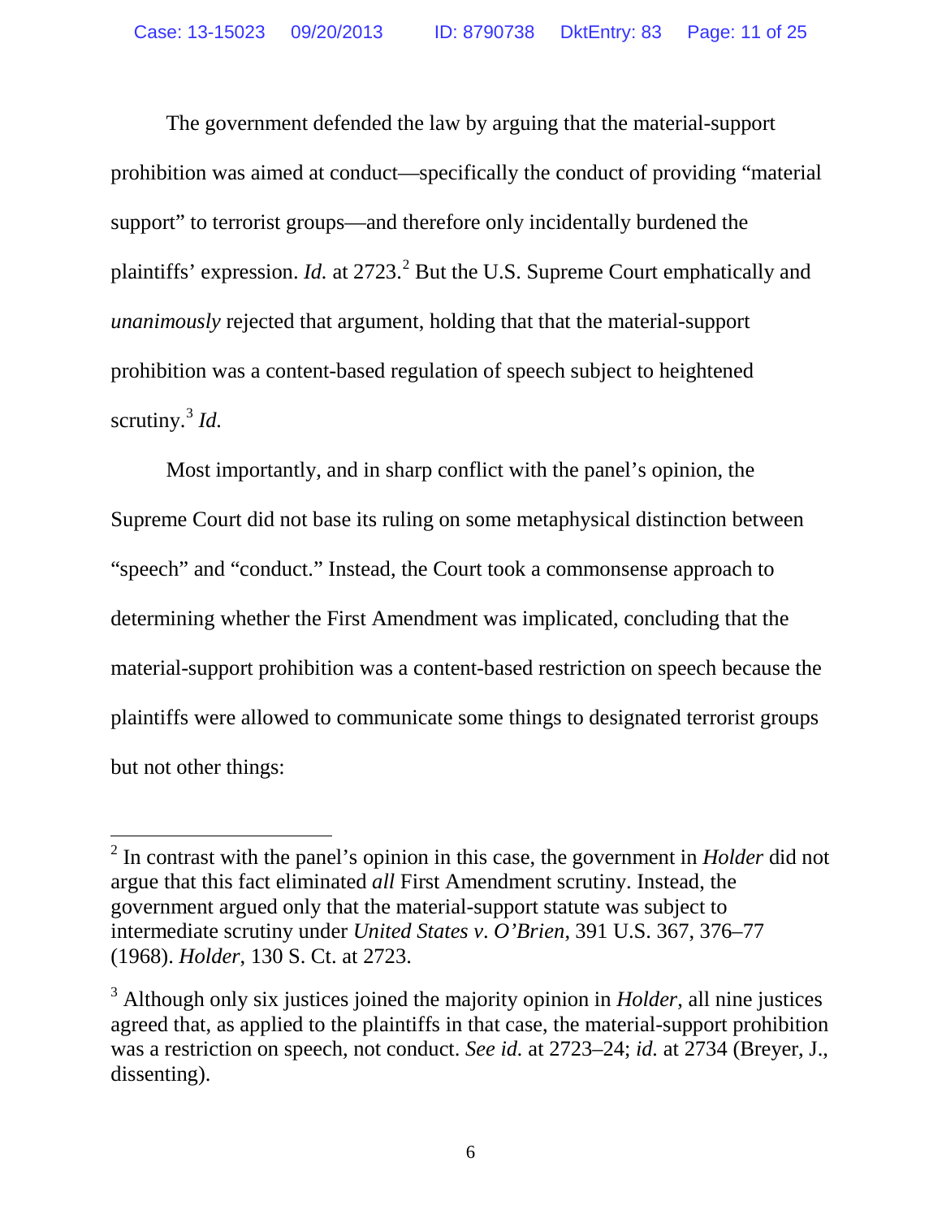The government defended the law by arguing that the material-support prohibition was aimed at conduct—specifically the conduct of providing "material support" to terrorist groups—and therefore only incidentally burdened the plaintiffs' expression. *Id.* at 2723.[2] But the U.S. Supreme Court emphatically and *unanimously* rejected that argument, holding that that the material-support prohibition was a content-based regulation of speech subject to heightened scrutiny.[3] *Id.*

Most importantly, and in sharp conflict with the panel's opinion, the Supreme Court did not base its ruling on some metaphysical distinction between "speech" and "conduct." Instead, the Court took a commonsense approach to determining whether the First Amendment was implicated, concluding that the material-support prohibition was a content-based restriction on speech because the plaintiffs were allowed to communicate some things to designated terrorist groups but not other things:

---

[2] In contrast with the panel's opinion in this case, the government in *Holder* did not argue that this fact eliminated *all* First Amendment scrutiny. Instead, the government argued only that the material-support statute was subject to intermediate scrutiny under *United States v. O'Brien*, 391 U.S. 367, 376–77 (1968). *Holder*, 130 S. Ct. at 2723.

[3] Although only six justices joined the majority opinion in *Holder*, all nine justices agreed that, as applied to the plaintiffs in that case, the material-support prohibition was a restriction on speech, not conduct. *See id.* at 2723–24; *id.* at 2734 (Breyer, J., dissenting).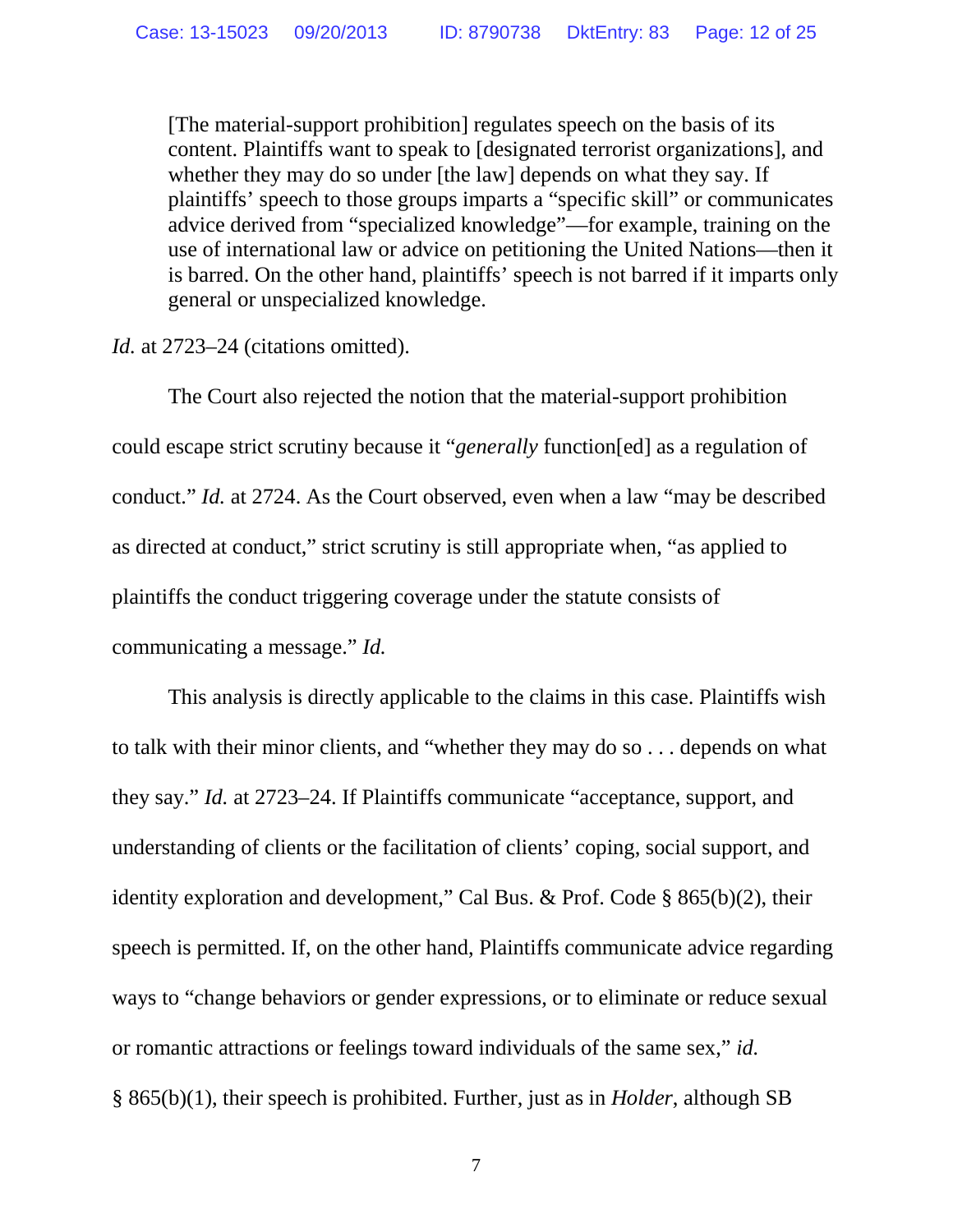> [The material-support prohibition] regulates speech on the basis of its content. Plaintiffs want to speak to [designated terrorist organizations], and whether they may do so under [the law] depends on what they say. If plaintiffs' speech to those groups imparts a "specific skill" or communicates advice derived from "specialized knowledge"—for example, training on the use of international law or advice on petitioning the United Nations—then it is barred. On the other hand, plaintiffs' speech is not barred if it imparts only general or unspecialized knowledge.

*Id.* at 2723–24 (citations omitted).

The Court also rejected the notion that the material-support prohibition could escape strict scrutiny because it "*generally* function[ed] as a regulation of conduct." *Id.* at 2724. As the Court observed, even when a law "may be described as directed at conduct," strict scrutiny is still appropriate when, "as applied to plaintiffs the conduct triggering coverage under the statute consists of communicating a message." *Id.*

This analysis is directly applicable to the claims in this case. Plaintiffs wish to talk with their minor clients, and "whether they may do so . . . depends on what they say." *Id.* at 2723–24. If Plaintiffs communicate "acceptance, support, and understanding of clients or the facilitation of clients' coping, social support, and identity exploration and development," Cal Bus. & Prof. Code § 865(b)(2), their speech is permitted. If, on the other hand, Plaintiffs communicate advice regarding ways to "change behaviors or gender expressions, or to eliminate or reduce sexual or romantic attractions or feelings toward individuals of the same sex," *id.* § 865(b)(1), their speech is prohibited. Further, just as in *Holder*, although SB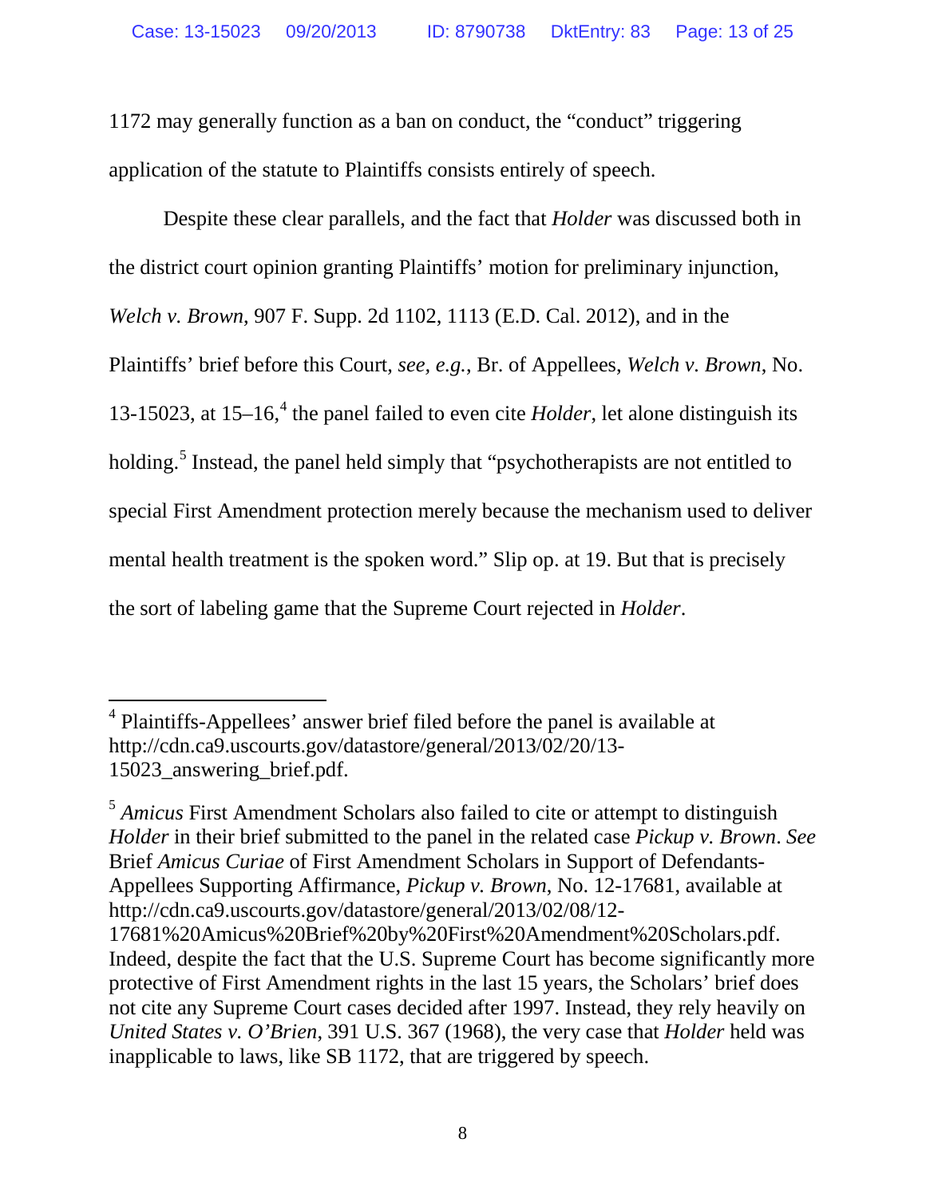1172 may generally function as a ban on conduct, the "conduct" triggering application of the statute to Plaintiffs consists entirely of speech.

Despite these clear parallels, and the fact that *Holder* was discussed both in the district court opinion granting Plaintiffs' motion for preliminary injunction, *Welch v. Brown*, 907 F. Supp. 2d 1102, 1113 (E.D. Cal. 2012), and in the Plaintiffs' brief before this Court, *see, e.g.*, Br. of Appellees, *Welch v. Brown*, No. 13-15023, at 15–16,[4] the panel failed to even cite *Holder*, let alone distinguish its holding.[5] Instead, the panel held simply that "psychotherapists are not entitled to special First Amendment protection merely because the mechanism used to deliver mental health treatment is the spoken word." Slip op. at 19. But that is precisely the sort of labeling game that the Supreme Court rejected in *Holder*.

---

[4] Plaintiffs-Appellees' answer brief filed before the panel is available at http://cdn.ca9.uscourts.gov/datastore/general/2013/02/20/13-15023_answering_brief.pdf.

[5] *Amicus* First Amendment Scholars also failed to cite or attempt to distinguish *Holder* in their brief submitted to the panel in the related case *Pickup v. Brown*. *See* Brief *Amicus Curiae* of First Amendment Scholars in Support of Defendants-Appellees Supporting Affirmance, *Pickup v. Brown*, No. 12-17681, available at http://cdn.ca9.uscourts.gov/datastore/general/2013/02/08/12-17681%20Amicus%20Brief%20by%20First%20Amendment%20Scholars.pdf. Indeed, despite the fact that the U.S. Supreme Court has become significantly more protective of First Amendment rights in the last 15 years, the Scholars' brief does not cite any Supreme Court cases decided after 1997. Instead, they rely heavily on *United States v. O'Brien*, 391 U.S. 367 (1968), the very case that *Holder* held was inapplicable to laws, like SB 1172, that are triggered by speech.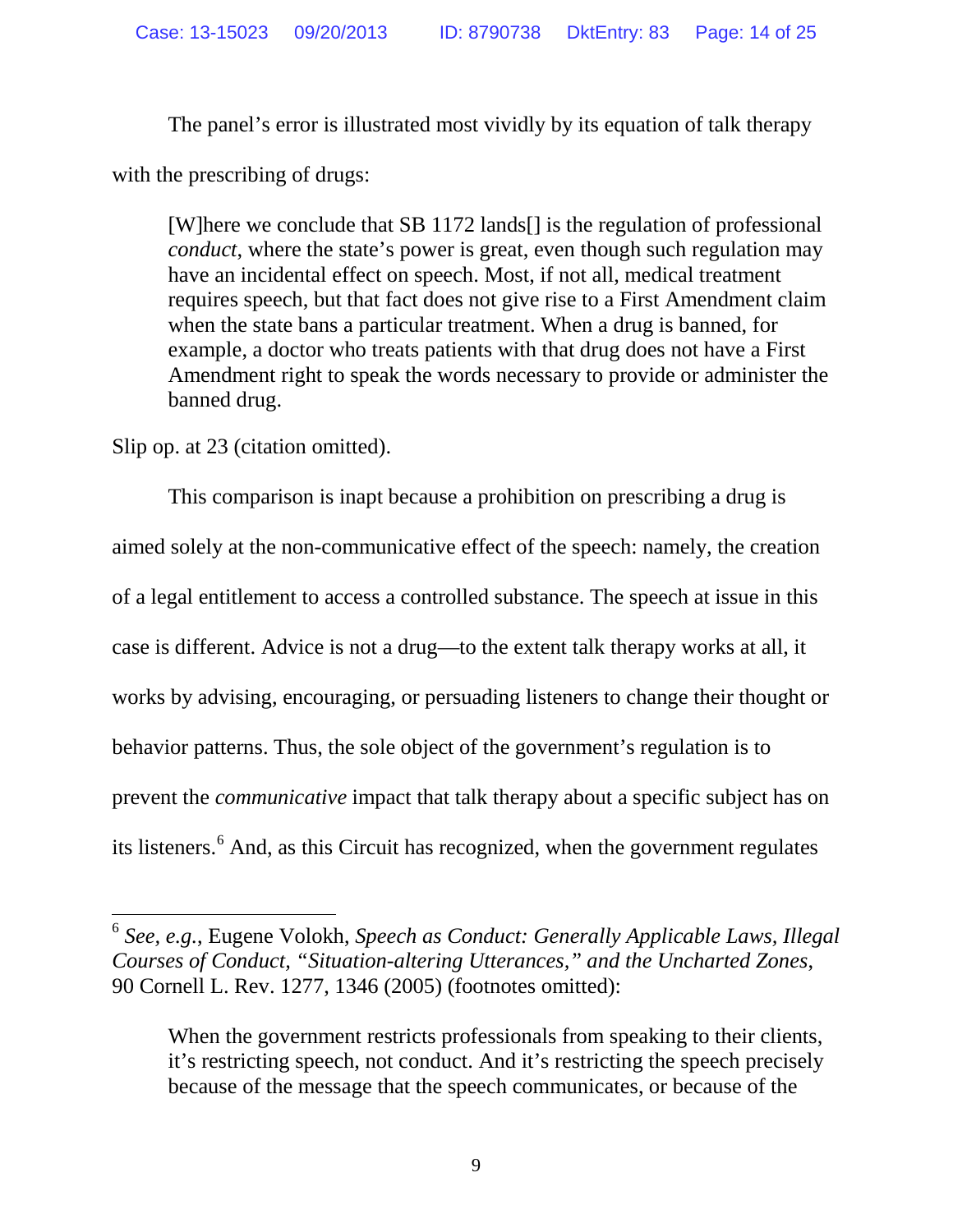The panel's error is illustrated most vividly by its equation of talk therapy with the prescribing of drugs:

> [W]here we conclude that SB 1172 lands[] is the regulation of professional *conduct*, where the state's power is great, even though such regulation may have an incidental effect on speech. Most, if not all, medical treatment requires speech, but that fact does not give rise to a First Amendment claim when the state bans a particular treatment. When a drug is banned, for example, a doctor who treats patients with that drug does not have a First Amendment right to speak the words necessary to provide or administer the banned drug.

Slip op. at 23 (citation omitted).

This comparison is inapt because a prohibition on prescribing a drug is aimed solely at the non-communicative effect of the speech: namely, the creation of a legal entitlement to access a controlled substance. The speech at issue in this case is different. Advice is not a drug—to the extent talk therapy works at all, it works by advising, encouraging, or persuading listeners to change their thought or behavior patterns. Thus, the sole object of the government's regulation is to prevent the *communicative* impact that talk therapy about a specific subject has on its listeners.[6] And, as this Circuit has recognized, when the government regulates

---

[6] *See, e.g.*, Eugene Volokh, *Speech as Conduct: Generally Applicable Laws, Illegal Courses of Conduct, "Situation-altering Utterances," and the Uncharted Zones*, 90 Cornell L. Rev. 1277, 1346 (2005) (footnotes omitted):

> When the government restricts professionals from speaking to their clients, it's restricting speech, not conduct. And it's restricting the speech precisely because of the message that the speech communicates, or because of the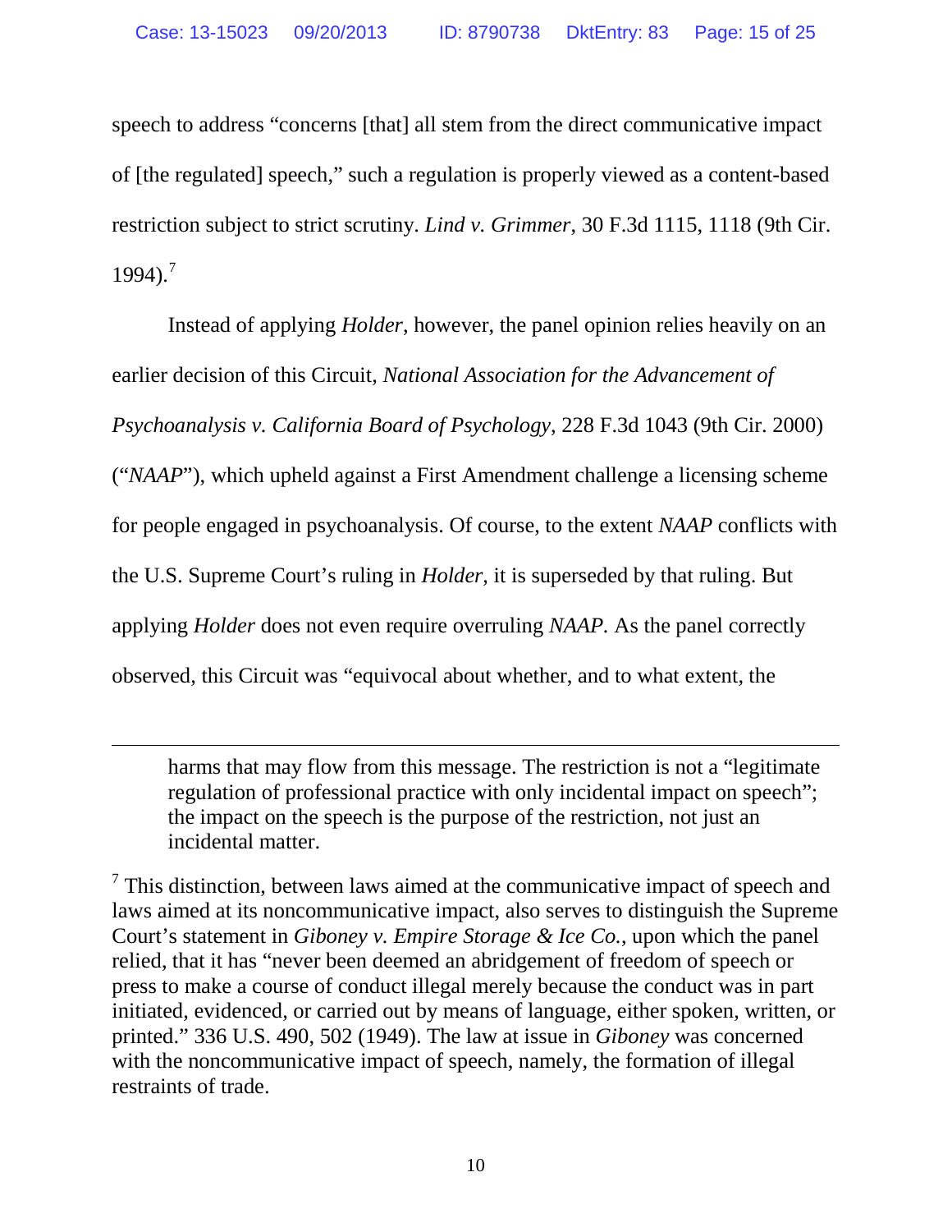speech to address "concerns [that] all stem from the direct communicative impact of [the regulated] speech," such a regulation is properly viewed as a content-based restriction subject to strict scrutiny. *Lind v. Grimmer*, 30 F.3d 1115, 1118 (9th Cir. 1994).[7]

Instead of applying *Holder*, however, the panel opinion relies heavily on an earlier decision of this Circuit, *National Association for the Advancement of Psychoanalysis v. California Board of Psychology*, 228 F.3d 1043 (9th Cir. 2000) ("*NAAP*"), which upheld against a First Amendment challenge a licensing scheme for people engaged in psychoanalysis. Of course, to the extent *NAAP* conflicts with the U.S. Supreme Court's ruling in *Holder*, it is superseded by that ruling. But applying *Holder* does not even require overruling *NAAP*. As the panel correctly observed, this Circuit was "equivocal about whether, and to what extent, the

---

harms that may flow from this message. The restriction is not a "legitimate regulation of professional practice with only incidental impact on speech"; the impact on the speech is the purpose of the restriction, not just an incidental matter.

[7] This distinction, between laws aimed at the communicative impact of speech and laws aimed at its noncommunicative impact, also serves to distinguish the Supreme Court's statement in *Giboney v. Empire Storage & Ice Co.*, upon which the panel relied, that it has "never been deemed an abridgement of freedom of speech or press to make a course of conduct illegal merely because the conduct was in part initiated, evidenced, or carried out by means of language, either spoken, written, or printed." 336 U.S. 490, 502 (1949). The law at issue in *Giboney* was concerned with the noncommunicative impact of speech, namely, the formation of illegal restraints of trade.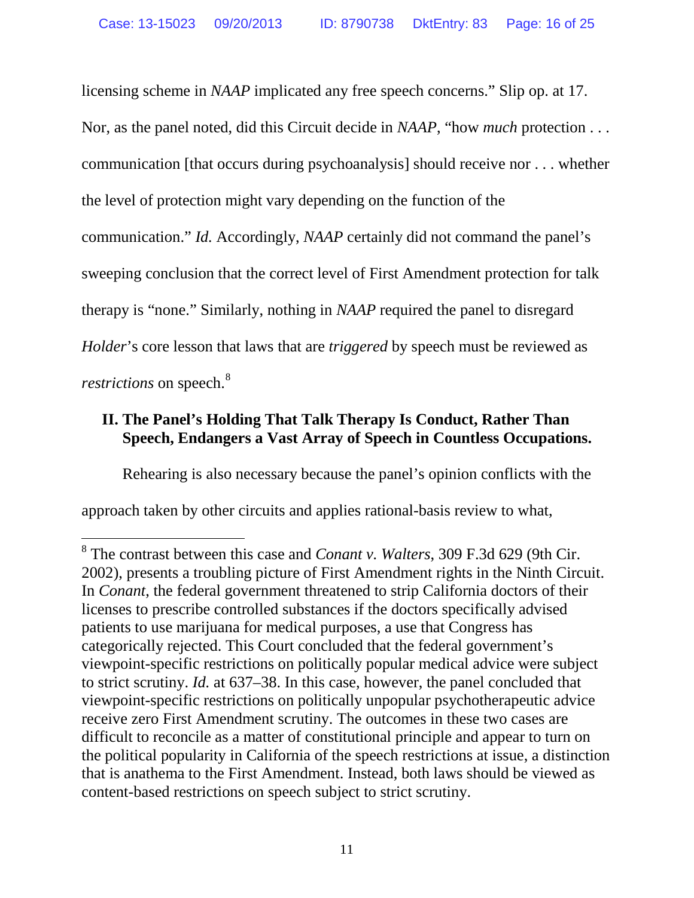licensing scheme in *NAAP* implicated any free speech concerns." Slip op. at 17. Nor, as the panel noted, did this Circuit decide in *NAAP*, "how *much* protection . . . communication [that occurs during psychoanalysis] should receive nor . . . whether the level of protection might vary depending on the function of the communication." *Id.* Accordingly, *NAAP* certainly did not command the panel's sweeping conclusion that the correct level of First Amendment protection for talk therapy is "none." Similarly, nothing in *NAAP* required the panel to disregard *Holder*'s core lesson that laws that are *triggered* by speech must be reviewed as *restrictions* on speech.[8]

## II. The Panel's Holding That Talk Therapy Is Conduct, Rather Than Speech, Endangers a Vast Array of Speech in Countless Occupations.

Rehearing is also necessary because the panel's opinion conflicts with the approach taken by other circuits and applies rational-basis review to what,

---

[8] The contrast between this case and *Conant v. Walters*, 309 F.3d 629 (9th Cir. 2002), presents a troubling picture of First Amendment rights in the Ninth Circuit. In *Conant*, the federal government threatened to strip California doctors of their licenses to prescribe controlled substances if the doctors specifically advised patients to use marijuana for medical purposes, a use that Congress has categorically rejected. This Court concluded that the federal government's viewpoint-specific restrictions on politically popular medical advice were subject to strict scrutiny. *Id.* at 637–38. In this case, however, the panel concluded that viewpoint-specific restrictions on politically unpopular psychotherapeutic advice receive zero First Amendment scrutiny. The outcomes in these two cases are difficult to reconcile as a matter of constitutional principle and appear to turn on the political popularity in California of the speech restrictions at issue, a distinction that is anathema to the First Amendment. Instead, both laws should be viewed as content-based restrictions on speech subject to strict scrutiny.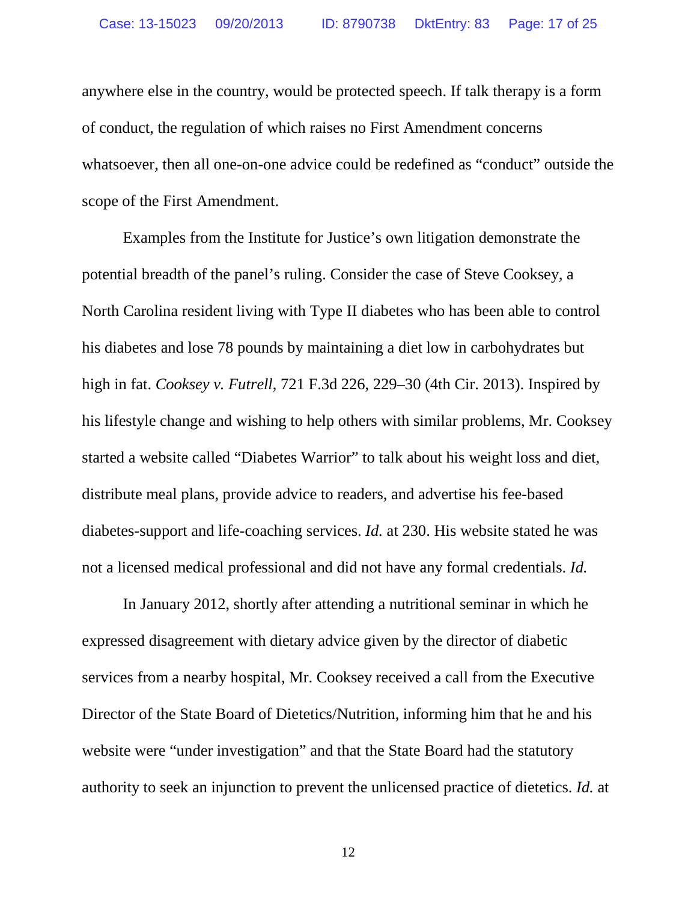anywhere else in the country, would be protected speech. If talk therapy is a form of conduct, the regulation of which raises no First Amendment concerns whatsoever, then all one-on-one advice could be redefined as "conduct" outside the scope of the First Amendment.

Examples from the Institute for Justice's own litigation demonstrate the potential breadth of the panel's ruling. Consider the case of Steve Cooksey, a North Carolina resident living with Type II diabetes who has been able to control his diabetes and lose 78 pounds by maintaining a diet low in carbohydrates but high in fat. *Cooksey v. Futrell*, 721 F.3d 226, 229–30 (4th Cir. 2013). Inspired by his lifestyle change and wishing to help others with similar problems, Mr. Cooksey started a website called "Diabetes Warrior" to talk about his weight loss and diet, distribute meal plans, provide advice to readers, and advertise his fee-based diabetes-support and life-coaching services. *Id.* at 230. His website stated he was not a licensed medical professional and did not have any formal credentials. *Id.*

In January 2012, shortly after attending a nutritional seminar in which he expressed disagreement with dietary advice given by the director of diabetic services from a nearby hospital, Mr. Cooksey received a call from the Executive Director of the State Board of Dietetics/Nutrition, informing him that he and his website were "under investigation" and that the State Board had the statutory authority to seek an injunction to prevent the unlicensed practice of dietetics. *Id.* at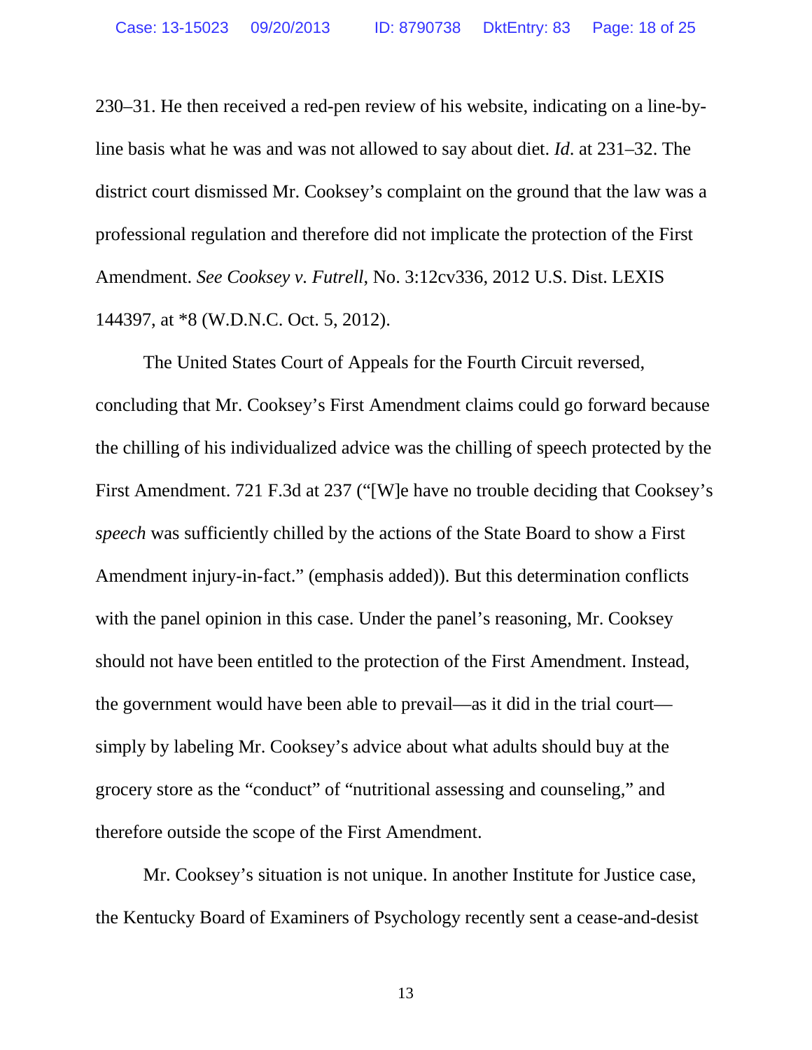230–31. He then received a red-pen review of his website, indicating on a line-by-line basis what he was and was not allowed to say about diet. *Id.* at 231–32. The district court dismissed Mr. Cooksey's complaint on the ground that the law was a professional regulation and therefore did not implicate the protection of the First Amendment. *See Cooksey v. Futrell*, No. 3:12cv336, 2012 U.S. Dist. LEXIS 144397, at *8 (W.D.N.C. Oct. 5, 2012).

The United States Court of Appeals for the Fourth Circuit reversed, concluding that Mr. Cooksey's First Amendment claims could go forward because the chilling of his individualized advice was the chilling of speech protected by the First Amendment. 721 F.3d at 237 ("[W]e have no trouble deciding that Cooksey's *speech* was sufficiently chilled by the actions of the State Board to show a First Amendment injury-in-fact." (emphasis added)). But this determination conflicts with the panel opinion in this case. Under the panel's reasoning, Mr. Cooksey should not have been entitled to the protection of the First Amendment. Instead, the government would have been able to prevail—as it did in the trial court—simply by labeling Mr. Cooksey's advice about what adults should buy at the grocery store as the "conduct" of "nutritional assessing and counseling," and therefore outside the scope of the First Amendment.

Mr. Cooksey's situation is not unique. In another Institute for Justice case, the Kentucky Board of Examiners of Psychology recently sent a cease-and-desist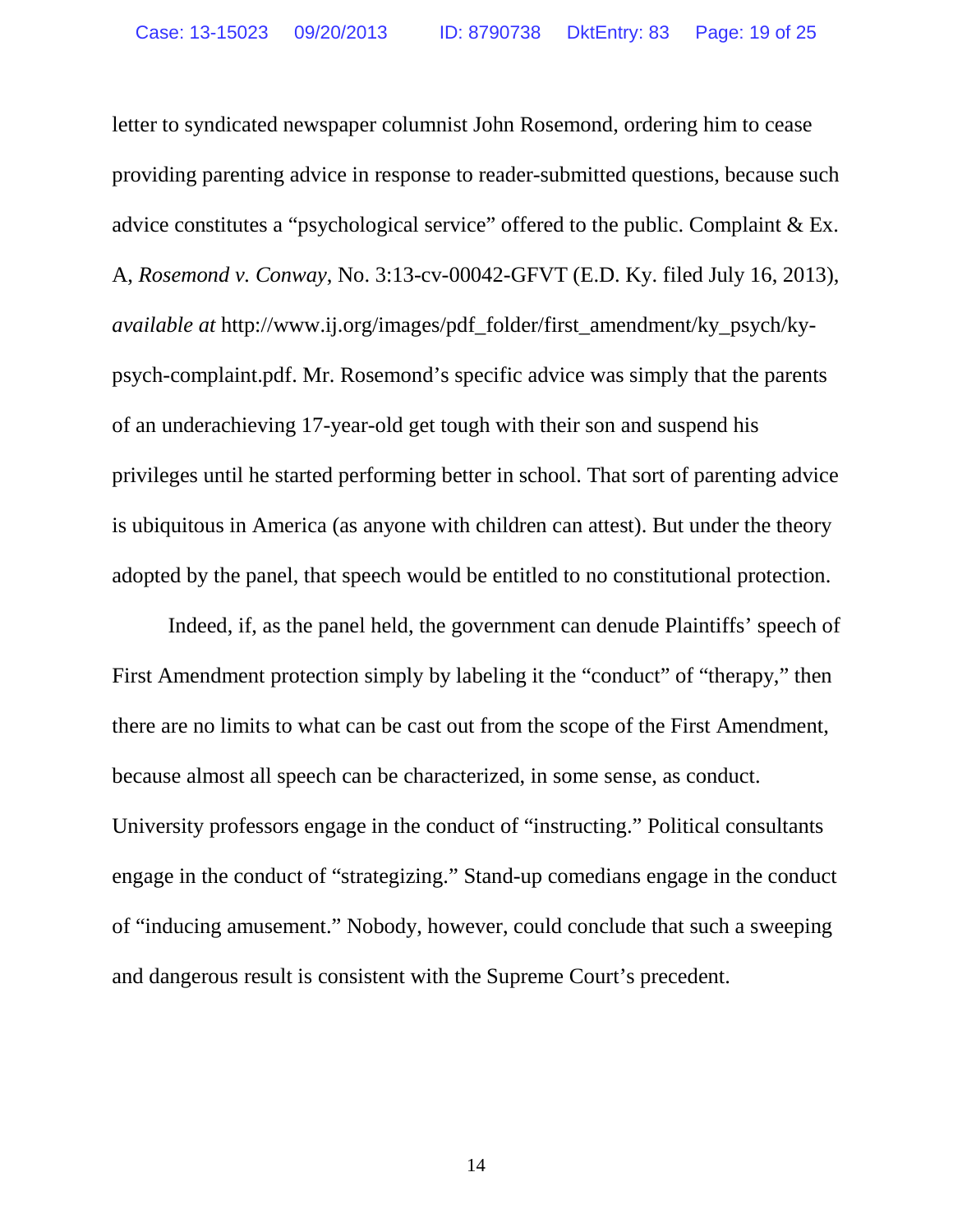letter to syndicated newspaper columnist John Rosemond, ordering him to cease providing parenting advice in response to reader-submitted questions, because such advice constitutes a "psychological service" offered to the public. Complaint & Ex. A, *Rosemond v. Conway*, No. 3:13-cv-00042-GFVT (E.D. Ky. filed July 16, 2013), *available at* http://www.ij.org/images/pdf_folder/first_amendment/ky_psych/ky-psych-complaint.pdf. Mr. Rosemond's specific advice was simply that the parents of an underachieving 17-year-old get tough with their son and suspend his privileges until he started performing better in school. That sort of parenting advice is ubiquitous in America (as anyone with children can attest). But under the theory adopted by the panel, that speech would be entitled to no constitutional protection.

Indeed, if, as the panel held, the government can denude Plaintiffs' speech of First Amendment protection simply by labeling it the "conduct" of "therapy," then there are no limits to what can be cast out from the scope of the First Amendment, because almost all speech can be characterized, in some sense, as conduct. University professors engage in the conduct of "instructing." Political consultants engage in the conduct of "strategizing." Stand-up comedians engage in the conduct of "inducing amusement." Nobody, however, could conclude that such a sweeping and dangerous result is consistent with the Supreme Court's precedent.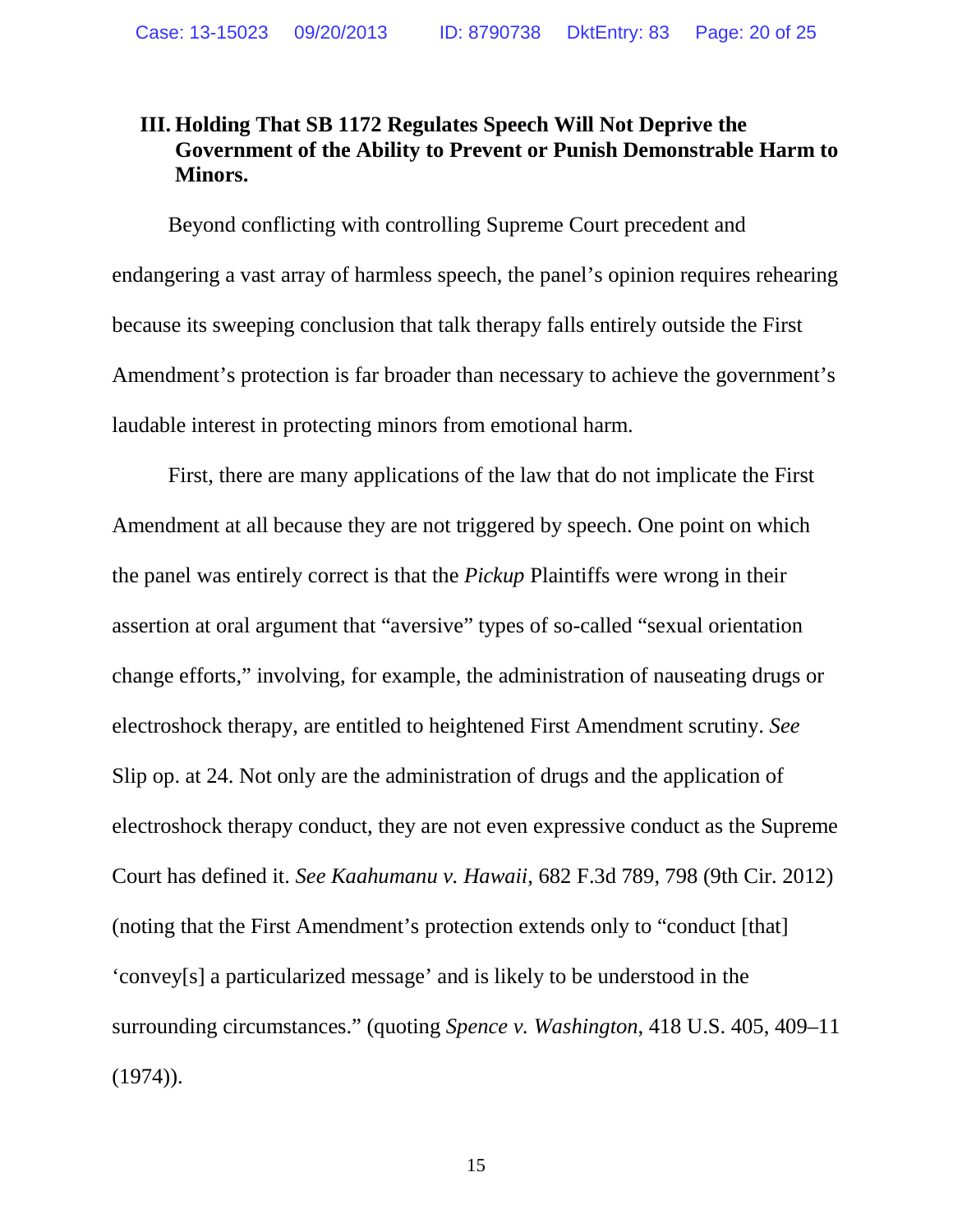### III. Holding That SB 1172 Regulates Speech Will Not Deprive the Government of the Ability to Prevent or Punish Demonstrable Harm to Minors.

Beyond conflicting with controlling Supreme Court precedent and endangering a vast array of harmless speech, the panel's opinion requires rehearing because its sweeping conclusion that talk therapy falls entirely outside the First Amendment's protection is far broader than necessary to achieve the government's laudable interest in protecting minors from emotional harm.

First, there are many applications of the law that do not implicate the First Amendment at all because they are not triggered by speech. One point on which the panel was entirely correct is that the *Pickup* Plaintiffs were wrong in their assertion at oral argument that "aversive" types of so-called "sexual orientation change efforts," involving, for example, the administration of nauseating drugs or electroshock therapy, are entitled to heightened First Amendment scrutiny. *See* Slip op. at 24. Not only are the administration of drugs and the application of electroshock therapy conduct, they are not even expressive conduct as the Supreme Court has defined it. *See Kaahumanu v. Hawaii*, 682 F.3d 789, 798 (9th Cir. 2012) (noting that the First Amendment's protection extends only to "conduct [that] 'convey[s] a particularized message' and is likely to be understood in the surrounding circumstances." (quoting *Spence v. Washington*, 418 U.S. 405, 409–11 (1974)).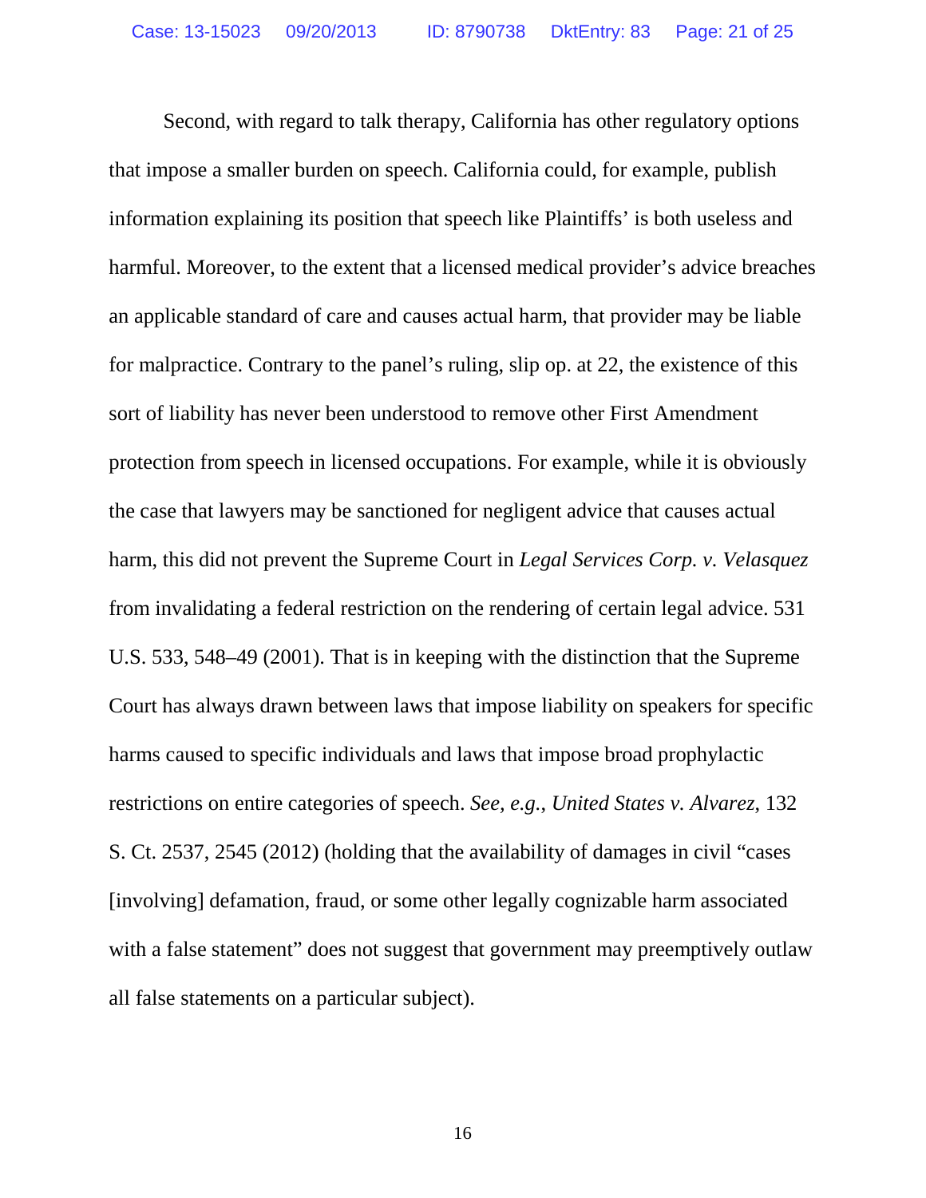Second, with regard to talk therapy, California has other regulatory options that impose a smaller burden on speech. California could, for example, publish information explaining its position that speech like Plaintiffs' is both useless and harmful. Moreover, to the extent that a licensed medical provider's advice breaches an applicable standard of care and causes actual harm, that provider may be liable for malpractice. Contrary to the panel's ruling, slip op. at 22, the existence of this sort of liability has never been understood to remove other First Amendment protection from speech in licensed occupations. For example, while it is obviously the case that lawyers may be sanctioned for negligent advice that causes actual harm, this did not prevent the Supreme Court in *Legal Services Corp. v. Velasquez* from invalidating a federal restriction on the rendering of certain legal advice. 531 U.S. 533, 548–49 (2001). That is in keeping with the distinction that the Supreme Court has always drawn between laws that impose liability on speakers for specific harms caused to specific individuals and laws that impose broad prophylactic restrictions on entire categories of speech. *See, e.g.*, *United States v. Alvarez*, 132 S. Ct. 2537, 2545 (2012) (holding that the availability of damages in civil "cases [involving] defamation, fraud, or some other legally cognizable harm associated with a false statement" does not suggest that government may preemptively outlaw all false statements on a particular subject).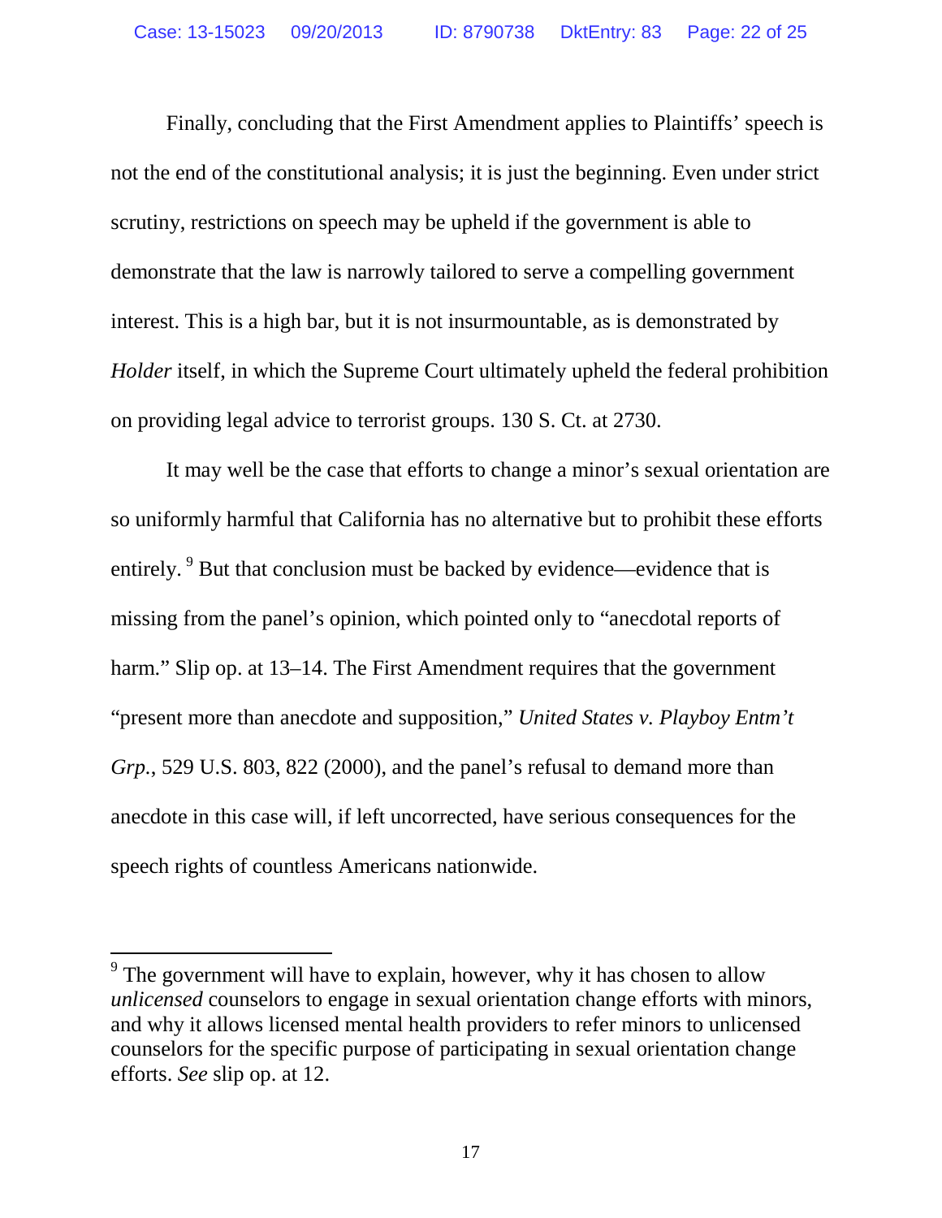Finally, concluding that the First Amendment applies to Plaintiffs' speech is not the end of the constitutional analysis; it is just the beginning. Even under strict scrutiny, restrictions on speech may be upheld if the government is able to demonstrate that the law is narrowly tailored to serve a compelling government interest. This is a high bar, but it is not insurmountable, as is demonstrated by *Holder* itself, in which the Supreme Court ultimately upheld the federal prohibition on providing legal advice to terrorist groups. 130 S. Ct. at 2730.

It may well be the case that efforts to change a minor's sexual orientation are so uniformly harmful that California has no alternative but to prohibit these efforts entirely.[9] But that conclusion must be backed by evidence—evidence that is missing from the panel's opinion, which pointed only to "anecdotal reports of harm." Slip op. at 13–14. The First Amendment requires that the government "present more than anecdote and supposition," *United States v. Playboy Entm't Grp.*, 529 U.S. 803, 822 (2000), and the panel's refusal to demand more than anecdote in this case will, if left uncorrected, have serious consequences for the speech rights of countless Americans nationwide.

---

[9] The government will have to explain, however, why it has chosen to allow *unlicensed* counselors to engage in sexual orientation change efforts with minors, and why it allows licensed mental health providers to refer minors to unlicensed counselors for the specific purpose of participating in sexual orientation change efforts. *See* slip op. at 12.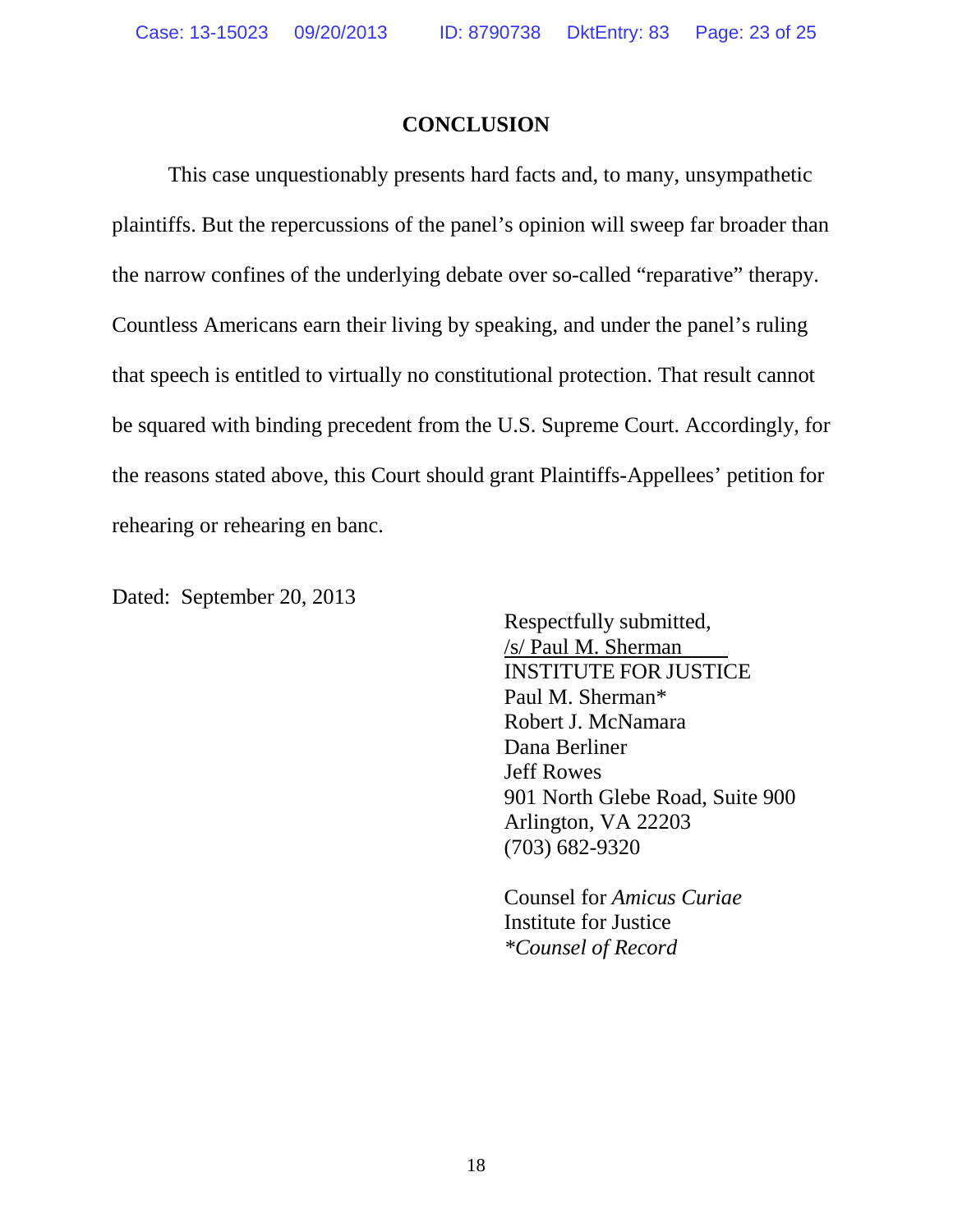## CONCLUSION

This case unquestionably presents hard facts and, to many, unsympathetic plaintiffs. But the repercussions of the panel's opinion will sweep far broader than the narrow confines of the underlying debate over so-called "reparative" therapy. Countless Americans earn their living by speaking, and under the panel's ruling that speech is entitled to virtually no constitutional protection. That result cannot be squared with binding precedent from the U.S. Supreme Court. Accordingly, for the reasons stated above, this Court should grant Plaintiffs-Appellees' petition for rehearing or rehearing en banc.

Dated: September 20, 2013

Respectfully submitted,
/s/ Paul M. Sherman
INSTITUTE FOR JUSTICE
Paul M. Sherman*
Robert J. McNamara
Dana Berliner
Jeff Rowes
901 North Glebe Road, Suite 900
Arlington, VA 22203
(703) 682-9320

Counsel for *Amicus Curiae*
Institute for Justice
*\*Counsel of Record*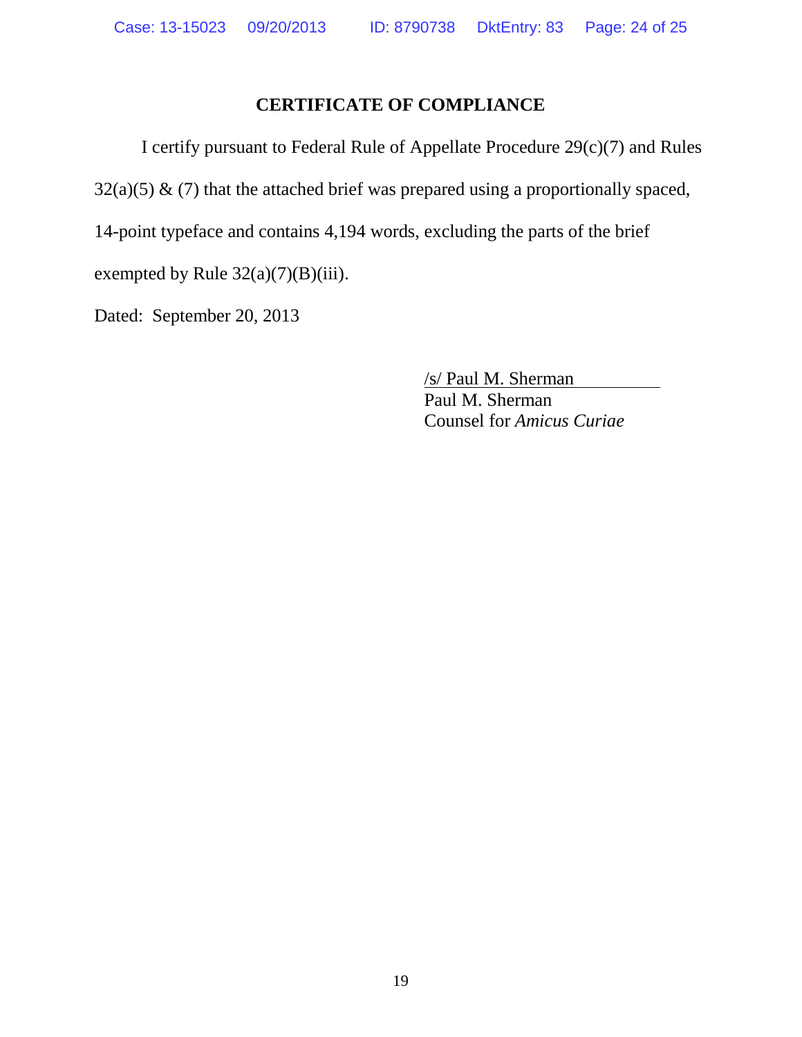## CERTIFICATE OF COMPLIANCE

I certify pursuant to Federal Rule of Appellate Procedure 29(c)(7) and Rules 32(a)(5) & (7) that the attached brief was prepared using a proportionally spaced, 14-point typeface and contains 4,194 words, excluding the parts of the brief exempted by Rule 32(a)(7)(B)(iii).

Dated: September 20, 2013

/s/ Paul M. Sherman
Paul M. Sherman
Counsel for *Amicus Curiae*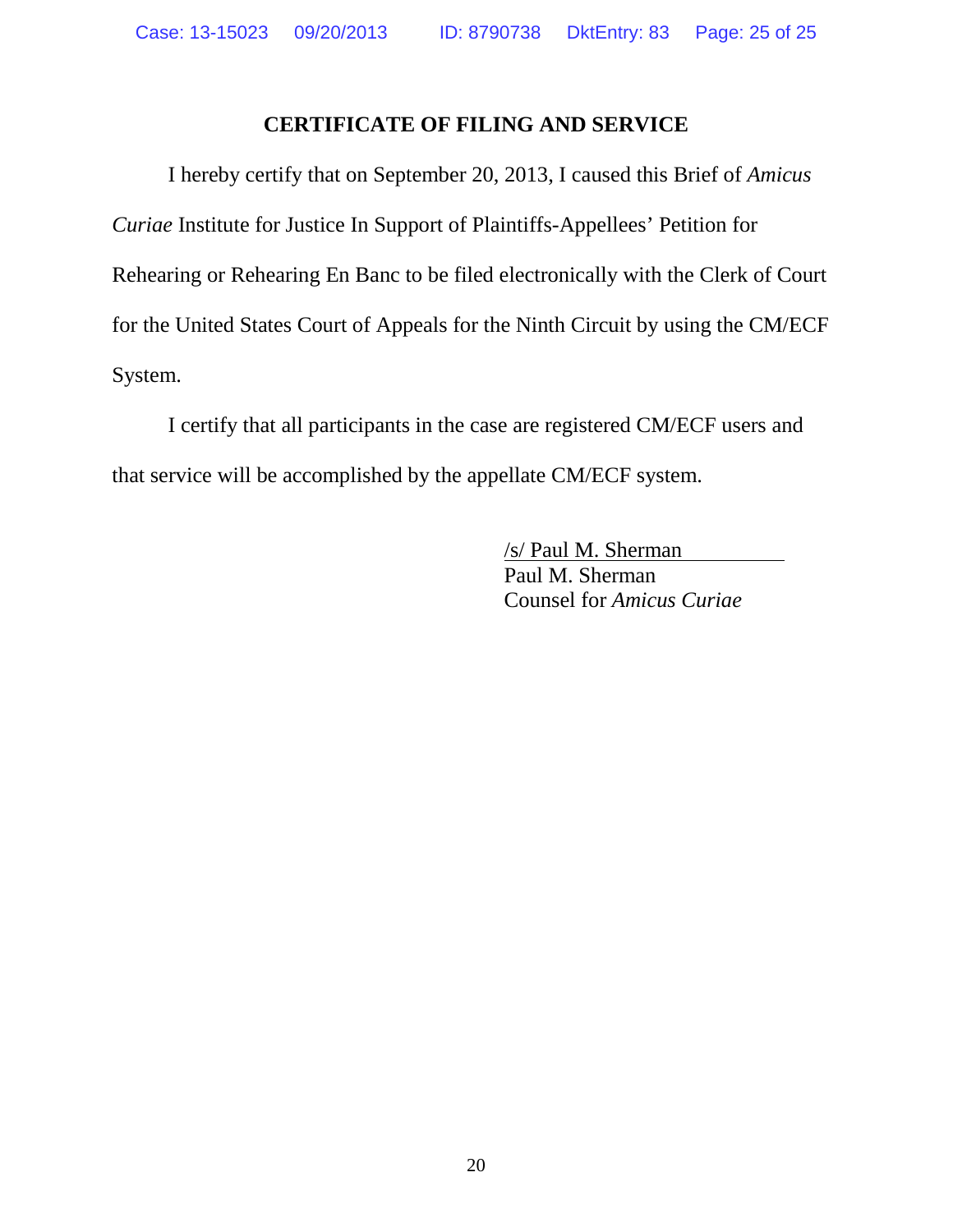## CERTIFICATE OF FILING AND SERVICE

I hereby certify that on September 20, 2013, I caused this Brief of *Amicus Curiae* Institute for Justice In Support of Plaintiffs-Appellees' Petition for Rehearing or Rehearing En Banc to be filed electronically with the Clerk of Court for the United States Court of Appeals for the Ninth Circuit by using the CM/ECF System.

I certify that all participants in the case are registered CM/ECF users and that service will be accomplished by the appellate CM/ECF system.

/s/ Paul M. Sherman
Paul M. Sherman
Counsel for *Amicus Curiae*